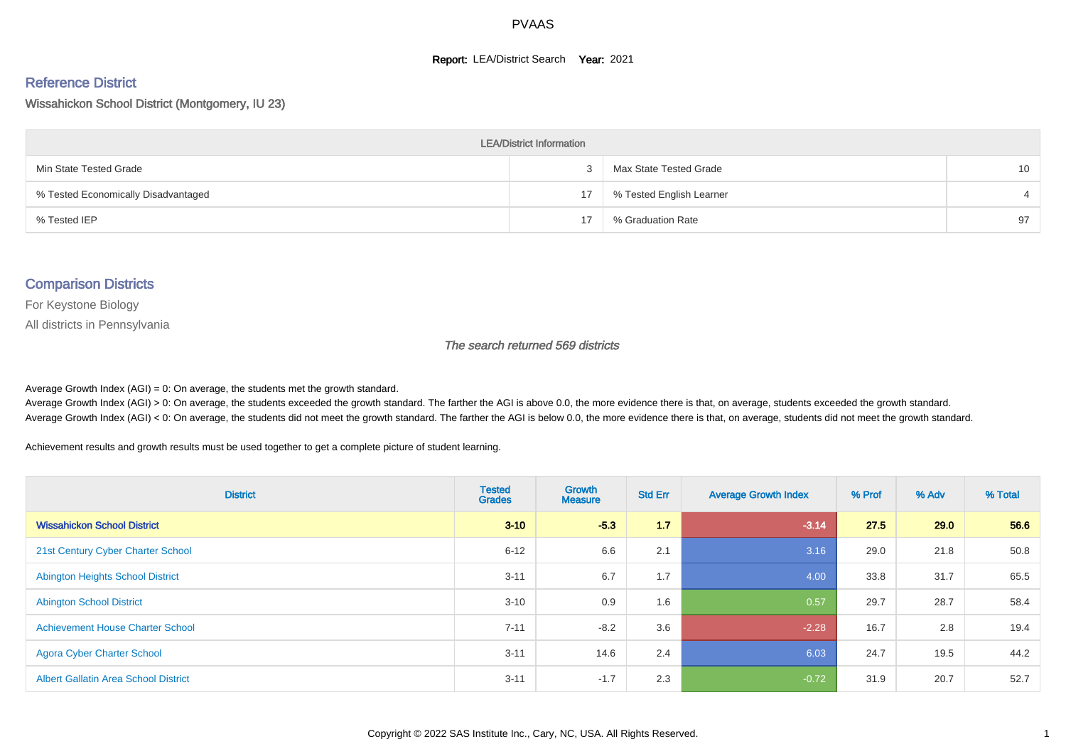# PVAAS

**Report:** LEA/District Search **Year:** 2021

## Reference District

Wissahickon School District (Montgomery, IU 23)

| LEA/District Information | | | |
|---|---|---|---|
| Min State Tested Grade | 3 | Max State Tested Grade | 10 |
| % Tested Economically Disadvantaged | 17 | % Tested English Learner | 4 |
| % Tested IEP | 17 | % Graduation Rate | 97 |

## Comparison Districts

For Keystone Biology

All districts in Pennsylvania

*The search returned 569 districts*

Average Growth Index (AGI) = 0: On average, the students met the growth standard.
Average Growth Index (AGI) > 0: On average, the students exceeded the growth standard. The farther the AGI is above 0.0, the more evidence there is that, on average, students exceeded the growth standard.
Average Growth Index (AGI) < 0: On average, the students did not meet the growth standard. The farther the AGI is below 0.0, the more evidence there is that, on average, students did not meet the growth standard.

Achievement results and growth results must be used together to get a complete picture of student learning.

| District | Tested Grades | Growth Measure | Std Err | Average Growth Index | % Prof | % Adv | % Total |
|---|---|---|---|---|---|---|---|
| **Wissahickon School District** | **3-10** | **-5.3** | **1.7** | **-3.14** | **27.5** | **29.0** | **56.6** |
| 21st Century Cyber Charter School | 6-12 | 6.6 | 2.1 | 3.16 | 29.0 | 21.8 | 50.8 |
| Abington Heights School District | 3-11 | 6.7 | 1.7 | 4.00 | 33.8 | 31.7 | 65.5 |
| Abington School District | 3-10 | 0.9 | 1.6 | 0.57 | 29.7 | 28.7 | 58.4 |
| Achievement House Charter School | 7-11 | -8.2 | 3.6 | -2.28 | 16.7 | 2.8 | 19.4 |
| Agora Cyber Charter School | 3-11 | 14.6 | 2.4 | 6.03 | 24.7 | 19.5 | 44.2 |
| Albert Gallatin Area School District | 3-11 | -1.7 | 2.3 | -0.72 | 31.9 | 20.7 | 52.7 |

Copyright © 2022 SAS Institute Inc., Cary, NC, USA. All Rights Reserved.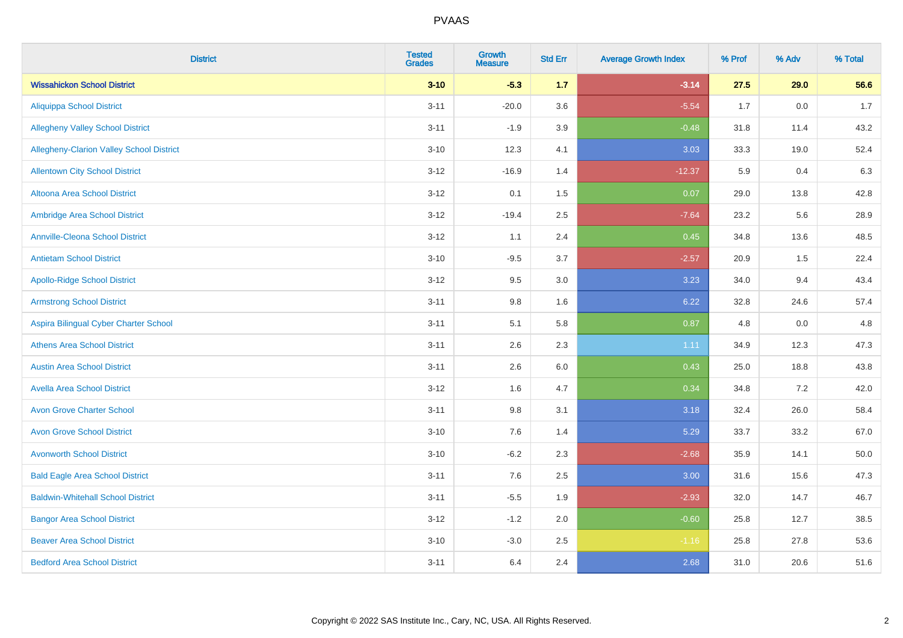# PVAAS

| District | Tested Grades | Growth Measure | Std Err | Average Growth Index | % Prof | % Adv | % Total |
|---|---|---|---|---|---|---|---|
| **Wissahickon School District** | **3-10** | **-5.3** | **1.7** | **-3.14** | **27.5** | **29.0** | **56.6** |
| Aliquippa School District | 3-11 | -20.0 | 3.6 | -5.54 | 1.7 | 0.0 | 1.7 |
| Allegheny Valley School District | 3-11 | -1.9 | 3.9 | -0.48 | 31.8 | 11.4 | 43.2 |
| Allegheny-Clarion Valley School District | 3-10 | 12.3 | 4.1 | 3.03 | 33.3 | 19.0 | 52.4 |
| Allentown City School District | 3-12 | -16.9 | 1.4 | -12.37 | 5.9 | 0.4 | 6.3 |
| Altoona Area School District | 3-12 | 0.1 | 1.5 | 0.07 | 29.0 | 13.8 | 42.8 |
| Ambridge Area School District | 3-12 | -19.4 | 2.5 | -7.64 | 23.2 | 5.6 | 28.9 |
| Annville-Cleona School District | 3-12 | 1.1 | 2.4 | 0.45 | 34.8 | 13.6 | 48.5 |
| Antietam School District | 3-10 | -9.5 | 3.7 | -2.57 | 20.9 | 1.5 | 22.4 |
| Apollo-Ridge School District | 3-12 | 9.5 | 3.0 | 3.23 | 34.0 | 9.4 | 43.4 |
| Armstrong School District | 3-11 | 9.8 | 1.6 | 6.22 | 32.8 | 24.6 | 57.4 |
| Aspira Bilingual Cyber Charter School | 3-11 | 5.1 | 5.8 | 0.87 | 4.8 | 0.0 | 4.8 |
| Athens Area School District | 3-11 | 2.6 | 2.3 | 1.11 | 34.9 | 12.3 | 47.3 |
| Austin Area School District | 3-11 | 2.6 | 6.0 | 0.43 | 25.0 | 18.8 | 43.8 |
| Avella Area School District | 3-12 | 1.6 | 4.7 | 0.34 | 34.8 | 7.2 | 42.0 |
| Avon Grove Charter School | 3-11 | 9.8 | 3.1 | 3.18 | 32.4 | 26.0 | 58.4 |
| Avon Grove School District | 3-10 | 7.6 | 1.4 | 5.29 | 33.7 | 33.2 | 67.0 |
| Avonworth School District | 3-10 | -6.2 | 2.3 | -2.68 | 35.9 | 14.1 | 50.0 |
| Bald Eagle Area School District | 3-11 | 7.6 | 2.5 | 3.00 | 31.6 | 15.6 | 47.3 |
| Baldwin-Whitehall School District | 3-11 | -5.5 | 1.9 | -2.93 | 32.0 | 14.7 | 46.7 |
| Bangor Area School District | 3-12 | -1.2 | 2.0 | -0.60 | 25.8 | 12.7 | 38.5 |
| Beaver Area School District | 3-10 | -3.0 | 2.5 | -1.16 | 25.8 | 27.8 | 53.6 |
| Bedford Area School District | 3-11 | 6.4 | 2.4 | 2.68 | 31.0 | 20.6 | 51.6 |

Copyright © 2022 SAS Institute Inc., Cary, NC, USA. All Rights Reserved.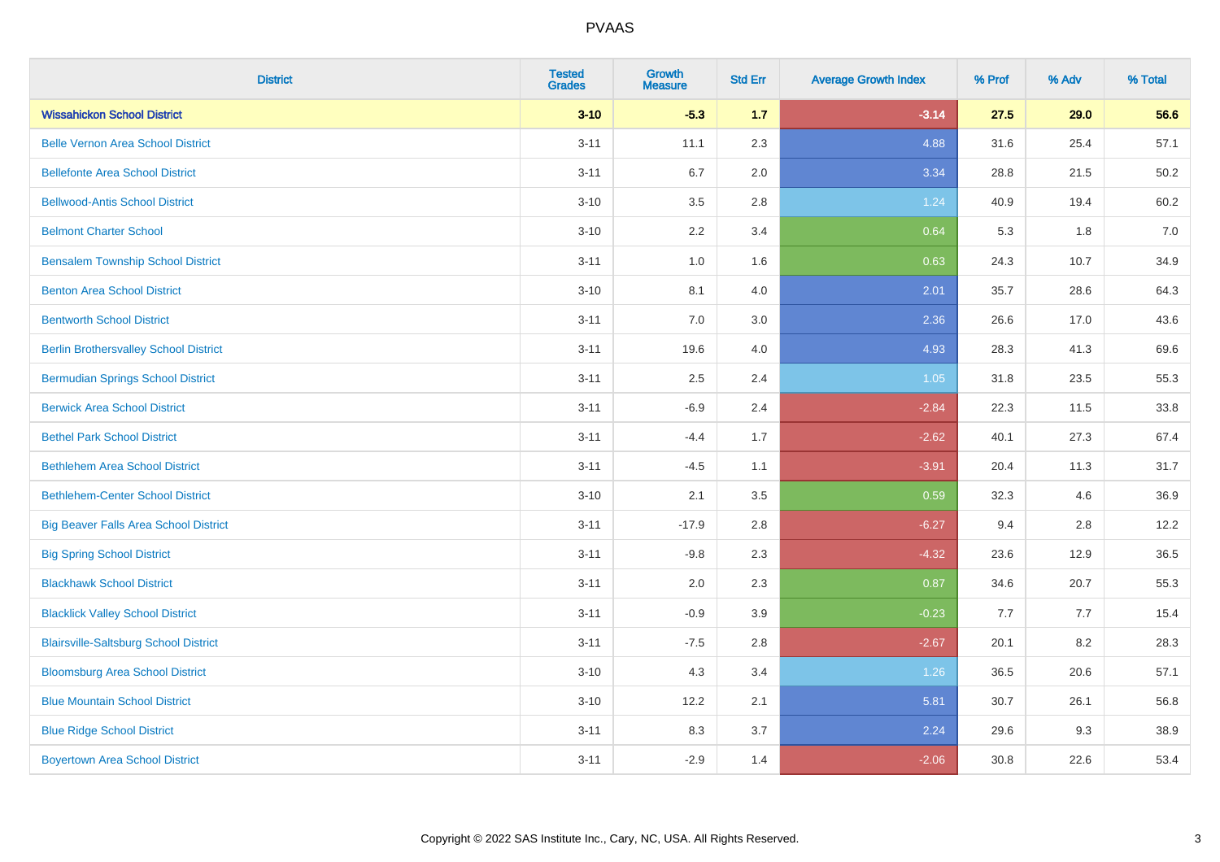| District | Tested Grades | Growth Measure | Std Err | Average Growth Index | % Prof | % Adv | % Total |
|---|---|---|---|---|---|---|---|
| **Wissahickon School District** | **3-10** | **-5.3** | **1.7** | **-3.14** | **27.5** | **29.0** | **56.6** |
| Belle Vernon Area School District | 3-11 | 11.1 | 2.3 | 4.88 | 31.6 | 25.4 | 57.1 |
| Bellefonte Area School District | 3-11 | 6.7 | 2.0 | 3.34 | 28.8 | 21.5 | 50.2 |
| Bellwood-Antis School District | 3-10 | 3.5 | 2.8 | 1.24 | 40.9 | 19.4 | 60.2 |
| Belmont Charter School | 3-10 | 2.2 | 3.4 | 0.64 | 5.3 | 1.8 | 7.0 |
| Bensalem Township School District | 3-11 | 1.0 | 1.6 | 0.63 | 24.3 | 10.7 | 34.9 |
| Benton Area School District | 3-10 | 8.1 | 4.0 | 2.01 | 35.7 | 28.6 | 64.3 |
| Bentworth School District | 3-11 | 7.0 | 3.0 | 2.36 | 26.6 | 17.0 | 43.6 |
| Berlin Brothersvalley School District | 3-11 | 19.6 | 4.0 | 4.93 | 28.3 | 41.3 | 69.6 |
| Bermudian Springs School District | 3-11 | 2.5 | 2.4 | 1.05 | 31.8 | 23.5 | 55.3 |
| Berwick Area School District | 3-11 | -6.9 | 2.4 | -2.84 | 22.3 | 11.5 | 33.8 |
| Bethel Park School District | 3-11 | -4.4 | 1.7 | -2.62 | 40.1 | 27.3 | 67.4 |
| Bethlehem Area School District | 3-11 | -4.5 | 1.1 | -3.91 | 20.4 | 11.3 | 31.7 |
| Bethlehem-Center School District | 3-10 | 2.1 | 3.5 | 0.59 | 32.3 | 4.6 | 36.9 |
| Big Beaver Falls Area School District | 3-11 | -17.9 | 2.8 | -6.27 | 9.4 | 2.8 | 12.2 |
| Big Spring School District | 3-11 | -9.8 | 2.3 | -4.32 | 23.6 | 12.9 | 36.5 |
| Blackhawk School District | 3-11 | 2.0 | 2.3 | 0.87 | 34.6 | 20.7 | 55.3 |
| Blacklick Valley School District | 3-11 | -0.9 | 3.9 | -0.23 | 7.7 | 7.7 | 15.4 |
| Blairsville-Saltsburg School District | 3-11 | -7.5 | 2.8 | -2.67 | 20.1 | 8.2 | 28.3 |
| Bloomsburg Area School District | 3-10 | 4.3 | 3.4 | 1.26 | 36.5 | 20.6 | 57.1 |
| Blue Mountain School District | 3-10 | 12.2 | 2.1 | 5.81 | 30.7 | 26.1 | 56.8 |
| Blue Ridge School District | 3-11 | 8.3 | 3.7 | 2.24 | 29.6 | 9.3 | 38.9 |
| Boyertown Area School District | 3-11 | -2.9 | 1.4 | -2.06 | 30.8 | 22.6 | 53.4 |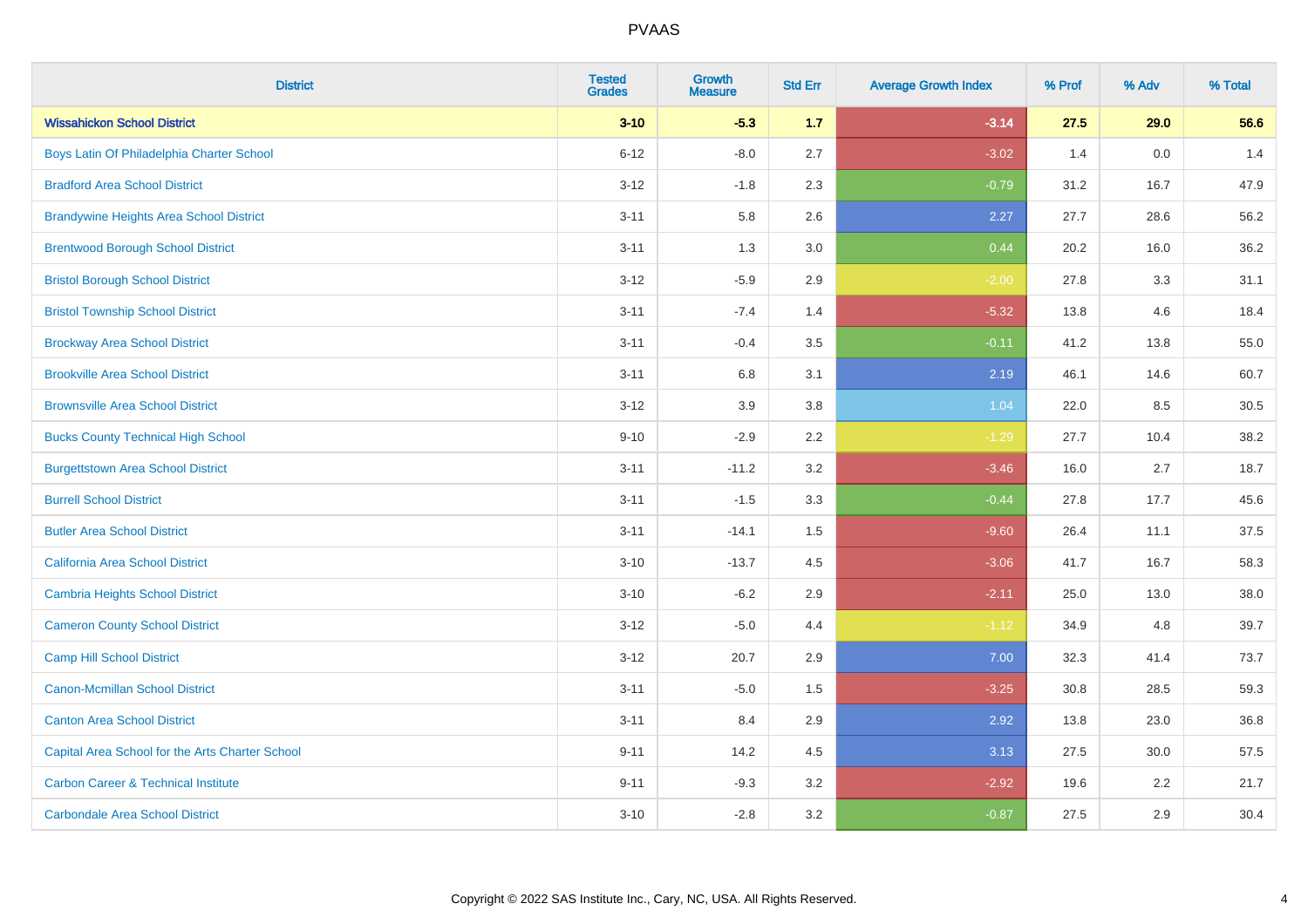| District | Tested Grades | Growth Measure | Std Err | Average Growth Index | % Prof | % Adv | % Total |
|---|---|---|---|---|---|---|---|
| **Wissahickon School District** | **3-10** | **-5.3** | **1.7** | **-3.14** | **27.5** | **29.0** | **56.6** |
| Boys Latin Of Philadelphia Charter School | 6-12 | -8.0 | 2.7 | -3.02 | 1.4 | 0.0 | 1.4 |
| Bradford Area School District | 3-12 | -1.8 | 2.3 | -0.79 | 31.2 | 16.7 | 47.9 |
| Brandywine Heights Area School District | 3-11 | 5.8 | 2.6 | 2.27 | 27.7 | 28.6 | 56.2 |
| Brentwood Borough School District | 3-11 | 1.3 | 3.0 | 0.44 | 20.2 | 16.0 | 36.2 |
| Bristol Borough School District | 3-12 | -5.9 | 2.9 | -2.00 | 27.8 | 3.3 | 31.1 |
| Bristol Township School District | 3-11 | -7.4 | 1.4 | -5.32 | 13.8 | 4.6 | 18.4 |
| Brockway Area School District | 3-11 | -0.4 | 3.5 | -0.11 | 41.2 | 13.8 | 55.0 |
| Brookville Area School District | 3-11 | 6.8 | 3.1 | 2.19 | 46.1 | 14.6 | 60.7 |
| Brownsville Area School District | 3-12 | 3.9 | 3.8 | 1.04 | 22.0 | 8.5 | 30.5 |
| Bucks County Technical High School | 9-10 | -2.9 | 2.2 | -1.29 | 27.7 | 10.4 | 38.2 |
| Burgettstown Area School District | 3-11 | -11.2 | 3.2 | -3.46 | 16.0 | 2.7 | 18.7 |
| Burrell School District | 3-11 | -1.5 | 3.3 | -0.44 | 27.8 | 17.7 | 45.6 |
| Butler Area School District | 3-11 | -14.1 | 1.5 | -9.60 | 26.4 | 11.1 | 37.5 |
| California Area School District | 3-10 | -13.7 | 4.5 | -3.06 | 41.7 | 16.7 | 58.3 |
| Cambria Heights School District | 3-10 | -6.2 | 2.9 | -2.11 | 25.0 | 13.0 | 38.0 |
| Cameron County School District | 3-12 | -5.0 | 4.4 | -1.12 | 34.9 | 4.8 | 39.7 |
| Camp Hill School District | 3-12 | 20.7 | 2.9 | 7.00 | 32.3 | 41.4 | 73.7 |
| Canon-Mcmillan School District | 3-11 | -5.0 | 1.5 | -3.25 | 30.8 | 28.5 | 59.3 |
| Canton Area School District | 3-11 | 8.4 | 2.9 | 2.92 | 13.8 | 23.0 | 36.8 |
| Capital Area School for the Arts Charter School | 9-11 | 14.2 | 4.5 | 3.13 | 27.5 | 30.0 | 57.5 |
| Carbon Career & Technical Institute | 9-11 | -9.3 | 3.2 | -2.92 | 19.6 | 2.2 | 21.7 |
| Carbondale Area School District | 3-10 | -2.8 | 3.2 | -0.87 | 27.5 | 2.9 | 30.4 |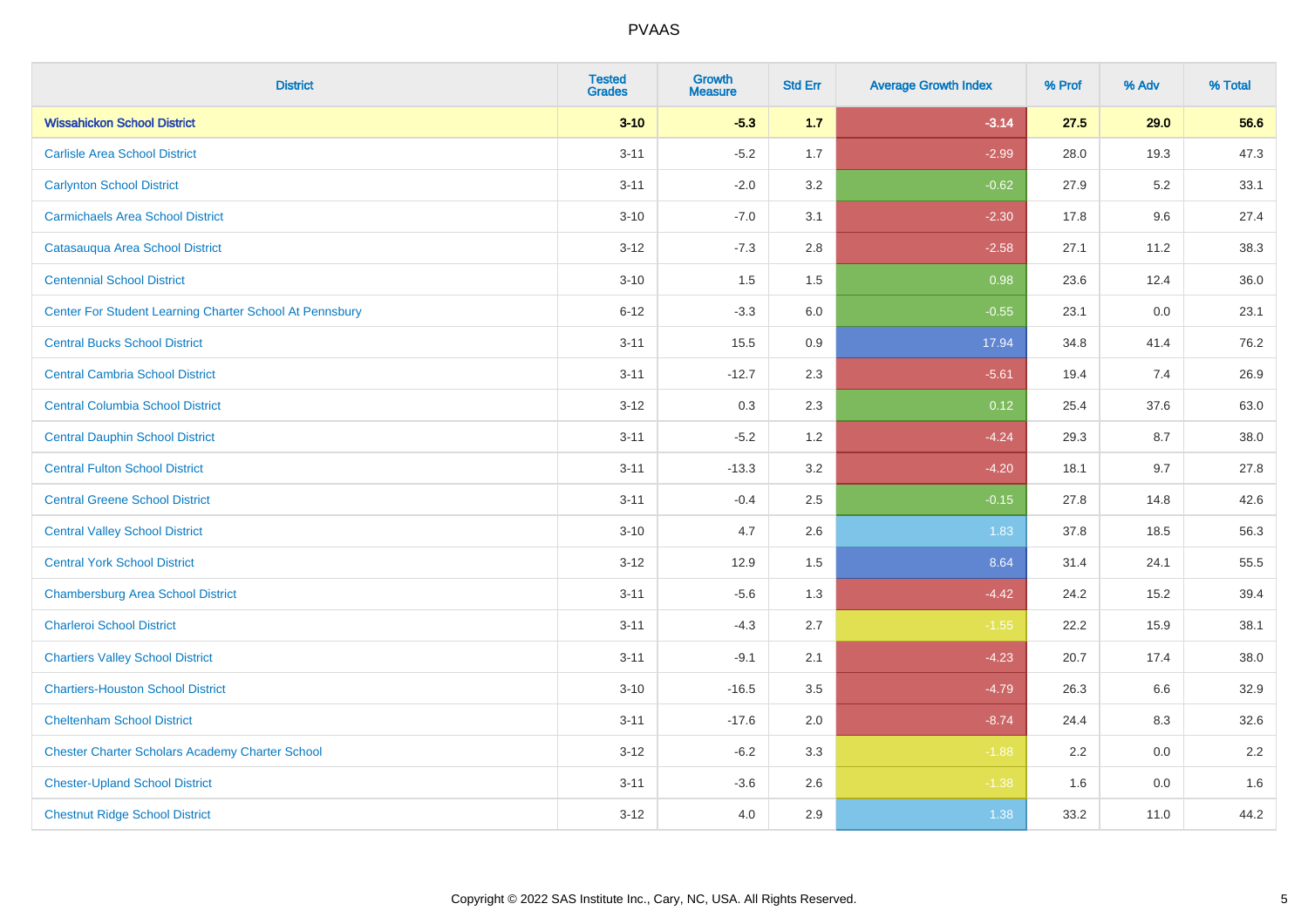| District | Tested Grades | Growth Measure | Std Err | Average Growth Index | % Prof | % Adv | % Total |
|---|---|---|---|---|---|---|---|
| **Wissahickon School District** | **3-10** | **-5.3** | **1.7** | **-3.14** | **27.5** | **29.0** | **56.6** |
| Carlisle Area School District | 3-11 | -5.2 | 1.7 | -2.99 | 28.0 | 19.3 | 47.3 |
| Carlynton School District | 3-11 | -2.0 | 3.2 | -0.62 | 27.9 | 5.2 | 33.1 |
| Carmichaels Area School District | 3-10 | -7.0 | 3.1 | -2.30 | 17.8 | 9.6 | 27.4 |
| Catasauqua Area School District | 3-12 | -7.3 | 2.8 | -2.58 | 27.1 | 11.2 | 38.3 |
| Centennial School District | 3-10 | 1.5 | 1.5 | 0.98 | 23.6 | 12.4 | 36.0 |
| Center For Student Learning Charter School At Pennsbury | 6-12 | -3.3 | 6.0 | -0.55 | 23.1 | 0.0 | 23.1 |
| Central Bucks School District | 3-11 | 15.5 | 0.9 | 17.94 | 34.8 | 41.4 | 76.2 |
| Central Cambria School District | 3-11 | -12.7 | 2.3 | -5.61 | 19.4 | 7.4 | 26.9 |
| Central Columbia School District | 3-12 | 0.3 | 2.3 | 0.12 | 25.4 | 37.6 | 63.0 |
| Central Dauphin School District | 3-11 | -5.2 | 1.2 | -4.24 | 29.3 | 8.7 | 38.0 |
| Central Fulton School District | 3-11 | -13.3 | 3.2 | -4.20 | 18.1 | 9.7 | 27.8 |
| Central Greene School District | 3-11 | -0.4 | 2.5 | -0.15 | 27.8 | 14.8 | 42.6 |
| Central Valley School District | 3-10 | 4.7 | 2.6 | 1.83 | 37.8 | 18.5 | 56.3 |
| Central York School District | 3-12 | 12.9 | 1.5 | 8.64 | 31.4 | 24.1 | 55.5 |
| Chambersburg Area School District | 3-11 | -5.6 | 1.3 | -4.42 | 24.2 | 15.2 | 39.4 |
| Charleroi School District | 3-11 | -4.3 | 2.7 | -1.55 | 22.2 | 15.9 | 38.1 |
| Chartiers Valley School District | 3-11 | -9.1 | 2.1 | -4.23 | 20.7 | 17.4 | 38.0 |
| Chartiers-Houston School District | 3-10 | -16.5 | 3.5 | -4.79 | 26.3 | 6.6 | 32.9 |
| Cheltenham School District | 3-11 | -17.6 | 2.0 | -8.74 | 24.4 | 8.3 | 32.6 |
| Chester Charter Scholars Academy Charter School | 3-12 | -6.2 | 3.3 | -1.88 | 2.2 | 0.0 | 2.2 |
| Chester-Upland School District | 3-11 | -3.6 | 2.6 | -1.38 | 1.6 | 0.0 | 1.6 |
| Chestnut Ridge School District | 3-12 | 4.0 | 2.9 | 1.38 | 33.2 | 11.0 | 44.2 |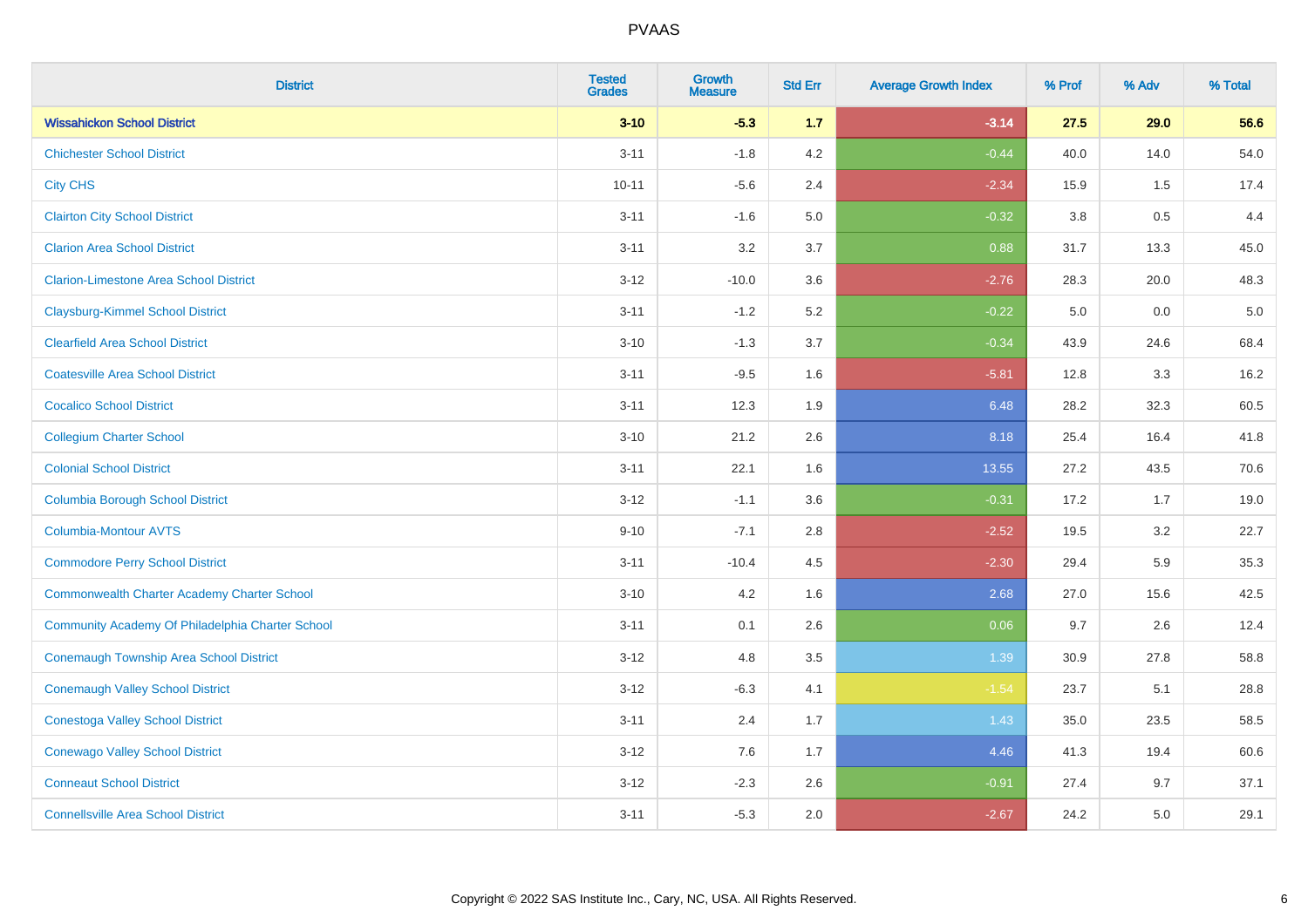# PVAAS

| District | Tested Grades | Growth Measure | Std Err | Average Growth Index | % Prof | % Adv | % Total |
|---|---|---|---|---|---|---|---|
| **Wissahickon School District** | **3-10** | **-5.3** | **1.7** | **-3.14** | **27.5** | **29.0** | **56.6** |
| Chichester School District | 3-11 | -1.8 | 4.2 | -0.44 | 40.0 | 14.0 | 54.0 |
| City CHS | 10-11 | -5.6 | 2.4 | -2.34 | 15.9 | 1.5 | 17.4 |
| Clairton City School District | 3-11 | -1.6 | 5.0 | -0.32 | 3.8 | 0.5 | 4.4 |
| Clarion Area School District | 3-11 | 3.2 | 3.7 | 0.88 | 31.7 | 13.3 | 45.0 |
| Clarion-Limestone Area School District | 3-12 | -10.0 | 3.6 | -2.76 | 28.3 | 20.0 | 48.3 |
| Claysburg-Kimmel School District | 3-11 | -1.2 | 5.2 | -0.22 | 5.0 | 0.0 | 5.0 |
| Clearfield Area School District | 3-10 | -1.3 | 3.7 | -0.34 | 43.9 | 24.6 | 68.4 |
| Coatesville Area School District | 3-11 | -9.5 | 1.6 | -5.81 | 12.8 | 3.3 | 16.2 |
| Cocalico School District | 3-11 | 12.3 | 1.9 | 6.48 | 28.2 | 32.3 | 60.5 |
| Collegium Charter School | 3-10 | 21.2 | 2.6 | 8.18 | 25.4 | 16.4 | 41.8 |
| Colonial School District | 3-11 | 22.1 | 1.6 | 13.55 | 27.2 | 43.5 | 70.6 |
| Columbia Borough School District | 3-12 | -1.1 | 3.6 | -0.31 | 17.2 | 1.7 | 19.0 |
| Columbia-Montour AVTS | 9-10 | -7.1 | 2.8 | -2.52 | 19.5 | 3.2 | 22.7 |
| Commodore Perry School District | 3-11 | -10.4 | 4.5 | -2.30 | 29.4 | 5.9 | 35.3 |
| Commonwealth Charter Academy Charter School | 3-10 | 4.2 | 1.6 | 2.68 | 27.0 | 15.6 | 42.5 |
| Community Academy Of Philadelphia Charter School | 3-11 | 0.1 | 2.6 | 0.06 | 9.7 | 2.6 | 12.4 |
| Conemaugh Township Area School District | 3-12 | 4.8 | 3.5 | 1.39 | 30.9 | 27.8 | 58.8 |
| Conemaugh Valley School District | 3-12 | -6.3 | 4.1 | -1.54 | 23.7 | 5.1 | 28.8 |
| Conestoga Valley School District | 3-11 | 2.4 | 1.7 | 1.43 | 35.0 | 23.5 | 58.5 |
| Conewago Valley School District | 3-12 | 7.6 | 1.7 | 4.46 | 41.3 | 19.4 | 60.6 |
| Conneaut School District | 3-12 | -2.3 | 2.6 | -0.91 | 27.4 | 9.7 | 37.1 |
| Connellsville Area School District | 3-11 | -5.3 | 2.0 | -2.67 | 24.2 | 5.0 | 29.1 |

Copyright © 2022 SAS Institute Inc., Cary, NC, USA. All Rights Reserved.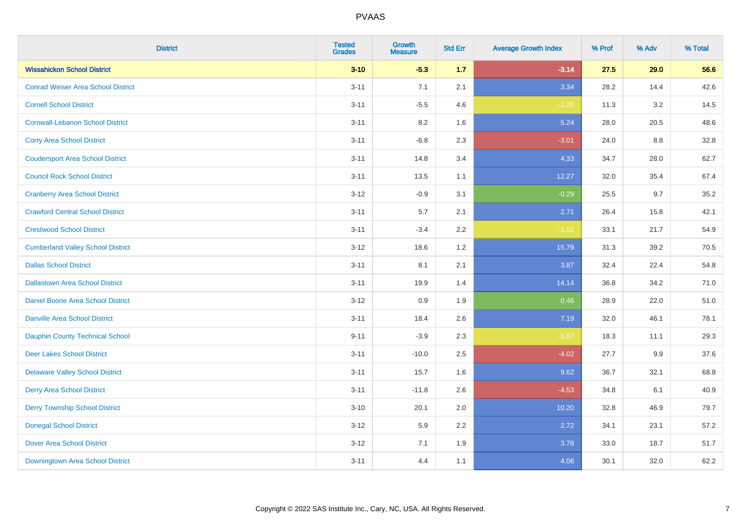| District | Tested Grades | Growth Measure | Std Err | Average Growth Index | % Prof | % Adv | % Total |
|---|---|---|---|---|---|---|---|
| **Wissahickon School District** | **3-10** | **-5.3** | **1.7** | **-3.14** | **27.5** | **29.0** | **56.6** |
| Conrad Weiser Area School District | 3-11 | 7.1 | 2.1 | 3.34 | 28.2 | 14.4 | 42.6 |
| Cornell School District | 3-11 | -5.5 | 4.6 | -1.20 | 11.3 | 3.2 | 14.5 |
| Cornwall-Lebanon School District | 3-11 | 8.2 | 1.6 | 5.24 | 28.0 | 20.5 | 48.6 |
| Corry Area School District | 3-11 | -6.8 | 2.3 | -3.01 | 24.0 | 8.8 | 32.8 |
| Coudersport Area School District | 3-11 | 14.8 | 3.4 | 4.33 | 34.7 | 28.0 | 62.7 |
| Council Rock School District | 3-11 | 13.5 | 1.1 | 12.27 | 32.0 | 35.4 | 67.4 |
| Cranberry Area School District | 3-12 | -0.9 | 3.1 | -0.29 | 25.5 | 9.7 | 35.2 |
| Crawford Central School District | 3-11 | 5.7 | 2.1 | 2.71 | 26.4 | 15.8 | 42.1 |
| Crestwood School District | 3-11 | -3.4 | 2.2 | -1.52 | 33.1 | 21.7 | 54.9 |
| Cumberland Valley School District | 3-12 | 18.6 | 1.2 | 15.79 | 31.3 | 39.2 | 70.5 |
| Dallas School District | 3-11 | 8.1 | 2.1 | 3.87 | 32.4 | 22.4 | 54.8 |
| Dallastown Area School District | 3-11 | 19.9 | 1.4 | 14.14 | 36.8 | 34.2 | 71.0 |
| Daniel Boone Area School District | 3-12 | 0.9 | 1.9 | 0.46 | 28.9 | 22.0 | 51.0 |
| Danville Area School District | 3-11 | 18.4 | 2.6 | 7.19 | 32.0 | 46.1 | 78.1 |
| Dauphin County Technical School | 9-11 | -3.9 | 2.3 | -1.67 | 18.3 | 11.1 | 29.3 |
| Deer Lakes School District | 3-11 | -10.0 | 2.5 | -4.02 | 27.7 | 9.9 | 37.6 |
| Delaware Valley School District | 3-11 | 15.7 | 1.6 | 9.62 | 36.7 | 32.1 | 68.8 |
| Derry Area School District | 3-11 | -11.8 | 2.6 | -4.53 | 34.8 | 6.1 | 40.9 |
| Derry Township School District | 3-10 | 20.1 | 2.0 | 10.20 | 32.8 | 46.9 | 79.7 |
| Donegal School District | 3-12 | 5.9 | 2.2 | 2.72 | 34.1 | 23.1 | 57.2 |
| Dover Area School District | 3-12 | 7.1 | 1.9 | 3.78 | 33.0 | 18.7 | 51.7 |
| Downingtown Area School District | 3-11 | 4.4 | 1.1 | 4.06 | 30.1 | 32.0 | 62.2 |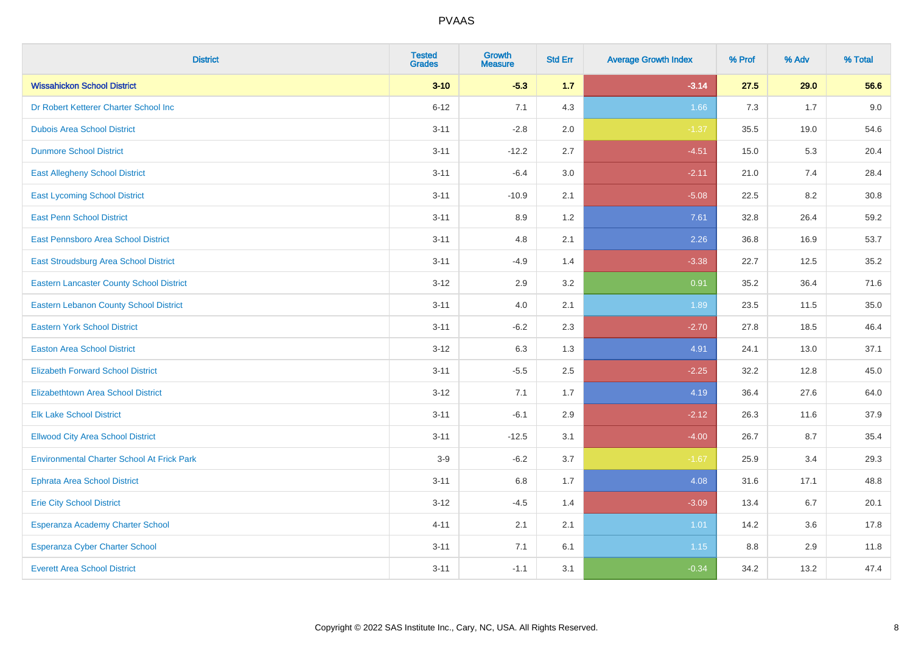# PVAAS

| District | Tested Grades | Growth Measure | Std Err | Average Growth Index | % Prof | % Adv | % Total |
|---|---|---|---|---|---|---|---|
| **Wissahickon School District** | **3-10** | **-5.3** | **1.7** | **-3.14** | **27.5** | **29.0** | **56.6** |
| Dr Robert Ketterer Charter School Inc | 6-12 | 7.1 | 4.3 | 1.66 | 7.3 | 1.7 | 9.0 |
| Dubois Area School District | 3-11 | -2.8 | 2.0 | -1.37 | 35.5 | 19.0 | 54.6 |
| Dunmore School District | 3-11 | -12.2 | 2.7 | -4.51 | 15.0 | 5.3 | 20.4 |
| East Allegheny School District | 3-11 | -6.4 | 3.0 | -2.11 | 21.0 | 7.4 | 28.4 |
| East Lycoming School District | 3-11 | -10.9 | 2.1 | -5.08 | 22.5 | 8.2 | 30.8 |
| East Penn School District | 3-11 | 8.9 | 1.2 | 7.61 | 32.8 | 26.4 | 59.2 |
| East Pennsboro Area School District | 3-11 | 4.8 | 2.1 | 2.26 | 36.8 | 16.9 | 53.7 |
| East Stroudsburg Area School District | 3-11 | -4.9 | 1.4 | -3.38 | 22.7 | 12.5 | 35.2 |
| Eastern Lancaster County School District | 3-12 | 2.9 | 3.2 | 0.91 | 35.2 | 36.4 | 71.6 |
| Eastern Lebanon County School District | 3-11 | 4.0 | 2.1 | 1.89 | 23.5 | 11.5 | 35.0 |
| Eastern York School District | 3-11 | -6.2 | 2.3 | -2.70 | 27.8 | 18.5 | 46.4 |
| Easton Area School District | 3-12 | 6.3 | 1.3 | 4.91 | 24.1 | 13.0 | 37.1 |
| Elizabeth Forward School District | 3-11 | -5.5 | 2.5 | -2.25 | 32.2 | 12.8 | 45.0 |
| Elizabethtown Area School District | 3-12 | 7.1 | 1.7 | 4.19 | 36.4 | 27.6 | 64.0 |
| Elk Lake School District | 3-11 | -6.1 | 2.9 | -2.12 | 26.3 | 11.6 | 37.9 |
| Ellwood City Area School District | 3-11 | -12.5 | 3.1 | -4.00 | 26.7 | 8.7 | 35.4 |
| Environmental Charter School At Frick Park | 3-9 | -6.2 | 3.7 | -1.67 | 25.9 | 3.4 | 29.3 |
| Ephrata Area School District | 3-11 | 6.8 | 1.7 | 4.08 | 31.6 | 17.1 | 48.8 |
| Erie City School District | 3-12 | -4.5 | 1.4 | -3.09 | 13.4 | 6.7 | 20.1 |
| Esperanza Academy Charter School | 4-11 | 2.1 | 2.1 | 1.01 | 14.2 | 3.6 | 17.8 |
| Esperanza Cyber Charter School | 3-11 | 7.1 | 6.1 | 1.15 | 8.8 | 2.9 | 11.8 |
| Everett Area School District | 3-11 | -1.1 | 3.1 | -0.34 | 34.2 | 13.2 | 47.4 |

Copyright © 2022 SAS Institute Inc., Cary, NC, USA. All Rights Reserved.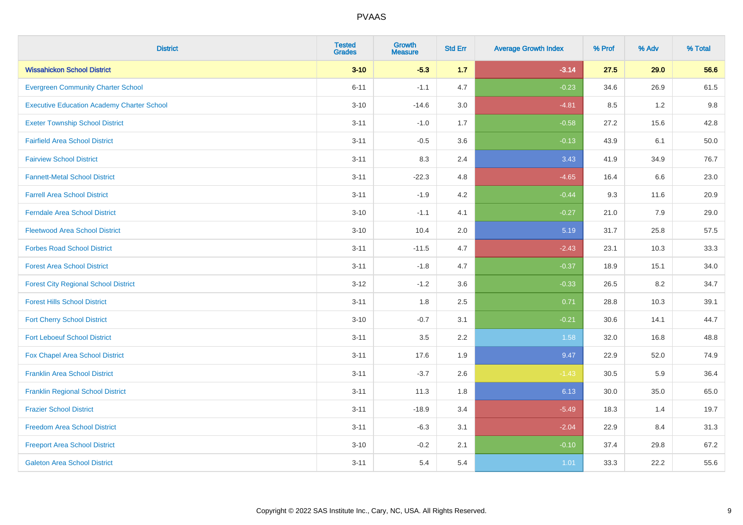# PVAAS

| District | Tested Grades | Growth Measure | Std Err | Average Growth Index | % Prof | % Adv | % Total |
|---|---|---|---|---|---|---|---|
| **Wissahickon School District** | **3-10** | **-5.3** | **1.7** | **-3.14** | **27.5** | **29.0** | **56.6** |
| Evergreen Community Charter School | 6-11 | -1.1 | 4.7 | -0.23 | 34.6 | 26.9 | 61.5 |
| Executive Education Academy Charter School | 3-10 | -14.6 | 3.0 | -4.81 | 8.5 | 1.2 | 9.8 |
| Exeter Township School District | 3-11 | -1.0 | 1.7 | -0.58 | 27.2 | 15.6 | 42.8 |
| Fairfield Area School District | 3-11 | -0.5 | 3.6 | -0.13 | 43.9 | 6.1 | 50.0 |
| Fairview School District | 3-11 | 8.3 | 2.4 | 3.43 | 41.9 | 34.9 | 76.7 |
| Fannett-Metal School District | 3-11 | -22.3 | 4.8 | -4.65 | 16.4 | 6.6 | 23.0 |
| Farrell Area School District | 3-11 | -1.9 | 4.2 | -0.44 | 9.3 | 11.6 | 20.9 |
| Ferndale Area School District | 3-10 | -1.1 | 4.1 | -0.27 | 21.0 | 7.9 | 29.0 |
| Fleetwood Area School District | 3-10 | 10.4 | 2.0 | 5.19 | 31.7 | 25.8 | 57.5 |
| Forbes Road School District | 3-11 | -11.5 | 4.7 | -2.43 | 23.1 | 10.3 | 33.3 |
| Forest Area School District | 3-11 | -1.8 | 4.7 | -0.37 | 18.9 | 15.1 | 34.0 |
| Forest City Regional School District | 3-12 | -1.2 | 3.6 | -0.33 | 26.5 | 8.2 | 34.7 |
| Forest Hills School District | 3-11 | 1.8 | 2.5 | 0.71 | 28.8 | 10.3 | 39.1 |
| Fort Cherry School District | 3-10 | -0.7 | 3.1 | -0.21 | 30.6 | 14.1 | 44.7 |
| Fort Leboeuf School District | 3-11 | 3.5 | 2.2 | 1.58 | 32.0 | 16.8 | 48.8 |
| Fox Chapel Area School District | 3-11 | 17.6 | 1.9 | 9.47 | 22.9 | 52.0 | 74.9 |
| Franklin Area School District | 3-11 | -3.7 | 2.6 | -1.43 | 30.5 | 5.9 | 36.4 |
| Franklin Regional School District | 3-11 | 11.3 | 1.8 | 6.13 | 30.0 | 35.0 | 65.0 |
| Frazier School District | 3-11 | -18.9 | 3.4 | -5.49 | 18.3 | 1.4 | 19.7 |
| Freedom Area School District | 3-11 | -6.3 | 3.1 | -2.04 | 22.9 | 8.4 | 31.3 |
| Freeport Area School District | 3-10 | -0.2 | 2.1 | -0.10 | 37.4 | 29.8 | 67.2 |
| Galeton Area School District | 3-11 | 5.4 | 5.4 | 1.01 | 33.3 | 22.2 | 55.6 |

Copyright © 2022 SAS Institute Inc., Cary, NC, USA. All Rights Reserved.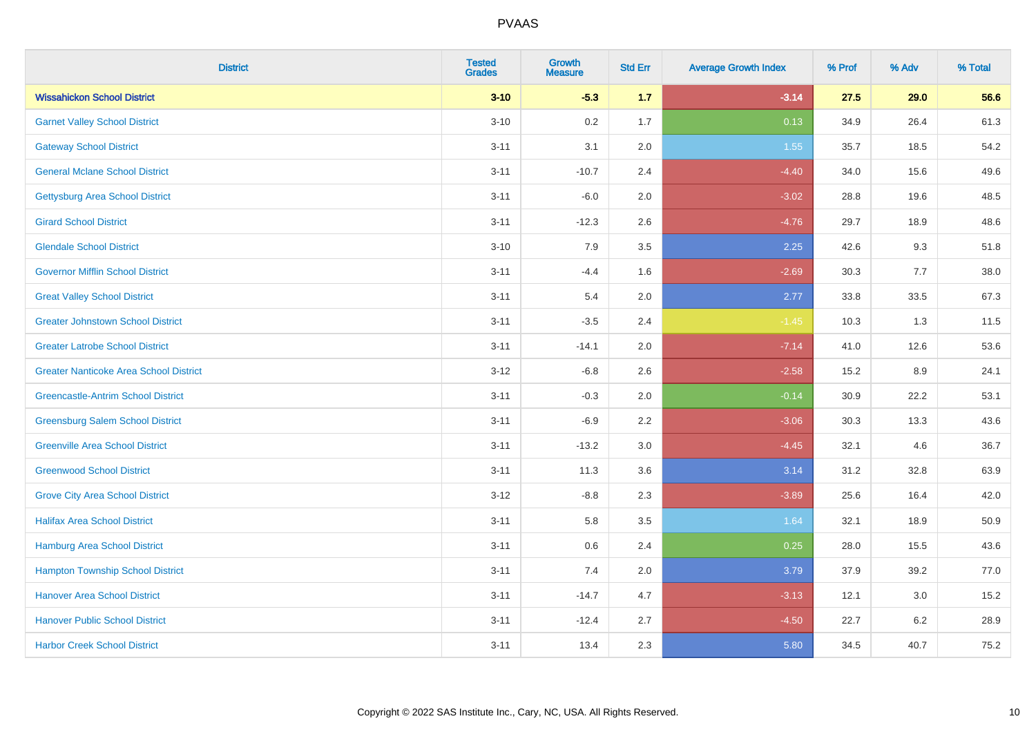| District | Tested Grades | Growth Measure | Std Err | Average Growth Index | % Prof | % Adv | % Total |
|---|---|---|---|---|---|---|---|
| **Wissahickon School District** | **3-10** | **-5.3** | **1.7** | **-3.14** | **27.5** | **29.0** | **56.6** |
| Garnet Valley School District | 3-10 | 0.2 | 1.7 | 0.13 | 34.9 | 26.4 | 61.3 |
| Gateway School District | 3-11 | 3.1 | 2.0 | 1.55 | 35.7 | 18.5 | 54.2 |
| General Mclane School District | 3-11 | -10.7 | 2.4 | -4.40 | 34.0 | 15.6 | 49.6 |
| Gettysburg Area School District | 3-11 | -6.0 | 2.0 | -3.02 | 28.8 | 19.6 | 48.5 |
| Girard School District | 3-11 | -12.3 | 2.6 | -4.76 | 29.7 | 18.9 | 48.6 |
| Glendale School District | 3-10 | 7.9 | 3.5 | 2.25 | 42.6 | 9.3 | 51.8 |
| Governor Mifflin School District | 3-11 | -4.4 | 1.6 | -2.69 | 30.3 | 7.7 | 38.0 |
| Great Valley School District | 3-11 | 5.4 | 2.0 | 2.77 | 33.8 | 33.5 | 67.3 |
| Greater Johnstown School District | 3-11 | -3.5 | 2.4 | -1.45 | 10.3 | 1.3 | 11.5 |
| Greater Latrobe School District | 3-11 | -14.1 | 2.0 | -7.14 | 41.0 | 12.6 | 53.6 |
| Greater Nanticoke Area School District | 3-12 | -6.8 | 2.6 | -2.58 | 15.2 | 8.9 | 24.1 |
| Greencastle-Antrim School District | 3-11 | -0.3 | 2.0 | -0.14 | 30.9 | 22.2 | 53.1 |
| Greensburg Salem School District | 3-11 | -6.9 | 2.2 | -3.06 | 30.3 | 13.3 | 43.6 |
| Greenville Area School District | 3-11 | -13.2 | 3.0 | -4.45 | 32.1 | 4.6 | 36.7 |
| Greenwood School District | 3-11 | 11.3 | 3.6 | 3.14 | 31.2 | 32.8 | 63.9 |
| Grove City Area School District | 3-12 | -8.8 | 2.3 | -3.89 | 25.6 | 16.4 | 42.0 |
| Halifax Area School District | 3-11 | 5.8 | 3.5 | 1.64 | 32.1 | 18.9 | 50.9 |
| Hamburg Area School District | 3-11 | 0.6 | 2.4 | 0.25 | 28.0 | 15.5 | 43.6 |
| Hampton Township School District | 3-11 | 7.4 | 2.0 | 3.79 | 37.9 | 39.2 | 77.0 |
| Hanover Area School District | 3-11 | -14.7 | 4.7 | -3.13 | 12.1 | 3.0 | 15.2 |
| Hanover Public School District | 3-11 | -12.4 | 2.7 | -4.50 | 22.7 | 6.2 | 28.9 |
| Harbor Creek School District | 3-11 | 13.4 | 2.3 | 5.80 | 34.5 | 40.7 | 75.2 |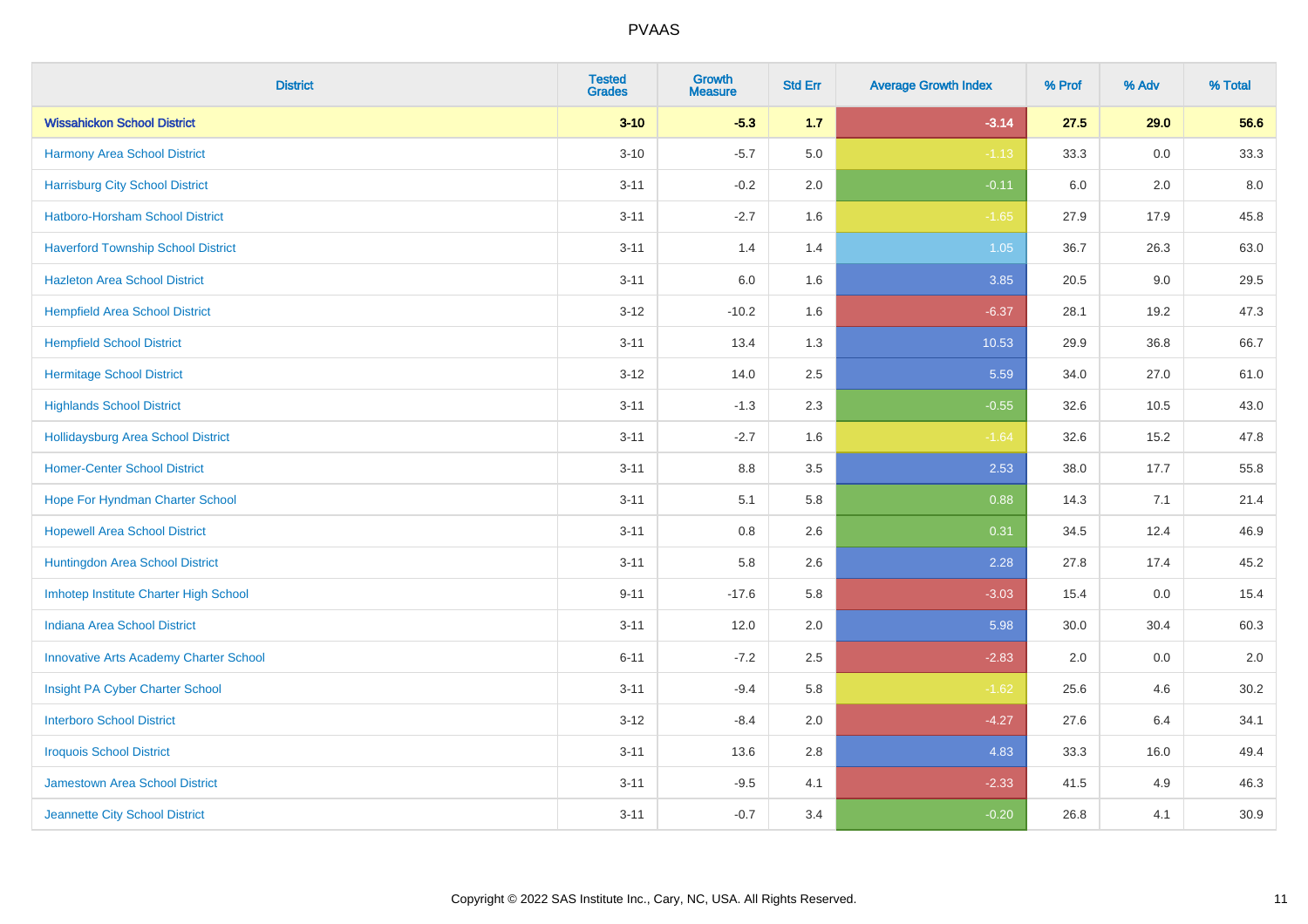| District | Tested Grades | Growth Measure | Std Err | Average Growth Index | % Prof | % Adv | % Total |
|---|---|---|---|---|---|---|---|
| **Wissahickon School District** | **3-10** | **-5.3** | **1.7** | **-3.14** | **27.5** | **29.0** | **56.6** |
| Harmony Area School District | 3-10 | -5.7 | 5.0 | -1.13 | 33.3 | 0.0 | 33.3 |
| Harrisburg City School District | 3-11 | -0.2 | 2.0 | -0.11 | 6.0 | 2.0 | 8.0 |
| Hatboro-Horsham School District | 3-11 | -2.7 | 1.6 | -1.65 | 27.9 | 17.9 | 45.8 |
| Haverford Township School District | 3-11 | 1.4 | 1.4 | 1.05 | 36.7 | 26.3 | 63.0 |
| Hazleton Area School District | 3-11 | 6.0 | 1.6 | 3.85 | 20.5 | 9.0 | 29.5 |
| Hempfield Area School District | 3-12 | -10.2 | 1.6 | -6.37 | 28.1 | 19.2 | 47.3 |
| Hempfield School District | 3-11 | 13.4 | 1.3 | 10.53 | 29.9 | 36.8 | 66.7 |
| Hermitage School District | 3-12 | 14.0 | 2.5 | 5.59 | 34.0 | 27.0 | 61.0 |
| Highlands School District | 3-11 | -1.3 | 2.3 | -0.55 | 32.6 | 10.5 | 43.0 |
| Hollidaysburg Area School District | 3-11 | -2.7 | 1.6 | -1.64 | 32.6 | 15.2 | 47.8 |
| Homer-Center School District | 3-11 | 8.8 | 3.5 | 2.53 | 38.0 | 17.7 | 55.8 |
| Hope For Hyndman Charter School | 3-11 | 5.1 | 5.8 | 0.88 | 14.3 | 7.1 | 21.4 |
| Hopewell Area School District | 3-11 | 0.8 | 2.6 | 0.31 | 34.5 | 12.4 | 46.9 |
| Huntingdon Area School District | 3-11 | 5.8 | 2.6 | 2.28 | 27.8 | 17.4 | 45.2 |
| Imhotep Institute Charter High School | 9-11 | -17.6 | 5.8 | -3.03 | 15.4 | 0.0 | 15.4 |
| Indiana Area School District | 3-11 | 12.0 | 2.0 | 5.98 | 30.0 | 30.4 | 60.3 |
| Innovative Arts Academy Charter School | 6-11 | -7.2 | 2.5 | -2.83 | 2.0 | 0.0 | 2.0 |
| Insight PA Cyber Charter School | 3-11 | -9.4 | 5.8 | -1.62 | 25.6 | 4.6 | 30.2 |
| Interboro School District | 3-12 | -8.4 | 2.0 | -4.27 | 27.6 | 6.4 | 34.1 |
| Iroquois School District | 3-11 | 13.6 | 2.8 | 4.83 | 33.3 | 16.0 | 49.4 |
| Jamestown Area School District | 3-11 | -9.5 | 4.1 | -2.33 | 41.5 | 4.9 | 46.3 |
| Jeannette City School District | 3-11 | -0.7 | 3.4 | -0.20 | 26.8 | 4.1 | 30.9 |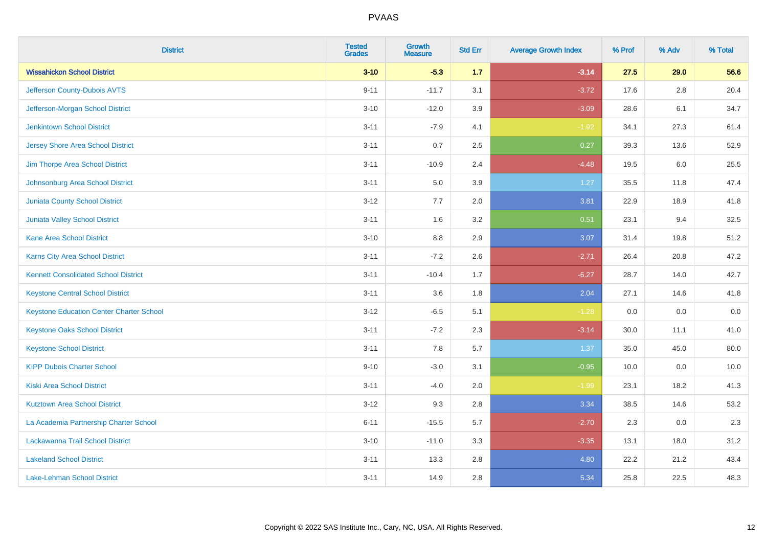# PVAAS

| District | Tested Grades | Growth Measure | Std Err | Average Growth Index | % Prof | % Adv | % Total |
|---|---|---|---|---|---|---|---|
| **Wissahickon School District** | **3-10** | **-5.3** | **1.7** | **-3.14** | **27.5** | **29.0** | **56.6** |
| Jefferson County-Dubois AVTS | 9-11 | -11.7 | 3.1 | -3.72 | 17.6 | 2.8 | 20.4 |
| Jefferson-Morgan School District | 3-10 | -12.0 | 3.9 | -3.09 | 28.6 | 6.1 | 34.7 |
| Jenkintown School District | 3-11 | -7.9 | 4.1 | -1.92 | 34.1 | 27.3 | 61.4 |
| Jersey Shore Area School District | 3-11 | 0.7 | 2.5 | 0.27 | 39.3 | 13.6 | 52.9 |
| Jim Thorpe Area School District | 3-11 | -10.9 | 2.4 | -4.48 | 19.5 | 6.0 | 25.5 |
| Johnsonburg Area School District | 3-11 | 5.0 | 3.9 | 1.27 | 35.5 | 11.8 | 47.4 |
| Juniata County School District | 3-12 | 7.7 | 2.0 | 3.81 | 22.9 | 18.9 | 41.8 |
| Juniata Valley School District | 3-11 | 1.6 | 3.2 | 0.51 | 23.1 | 9.4 | 32.5 |
| Kane Area School District | 3-10 | 8.8 | 2.9 | 3.07 | 31.4 | 19.8 | 51.2 |
| Karns City Area School District | 3-11 | -7.2 | 2.6 | -2.71 | 26.4 | 20.8 | 47.2 |
| Kennett Consolidated School District | 3-11 | -10.4 | 1.7 | -6.27 | 28.7 | 14.0 | 42.7 |
| Keystone Central School District | 3-11 | 3.6 | 1.8 | 2.04 | 27.1 | 14.6 | 41.8 |
| Keystone Education Center Charter School | 3-12 | -6.5 | 5.1 | -1.28 | 0.0 | 0.0 | 0.0 |
| Keystone Oaks School District | 3-11 | -7.2 | 2.3 | -3.14 | 30.0 | 11.1 | 41.0 |
| Keystone School District | 3-11 | 7.8 | 5.7 | 1.37 | 35.0 | 45.0 | 80.0 |
| KIPP Dubois Charter School | 9-10 | -3.0 | 3.1 | -0.95 | 10.0 | 0.0 | 10.0 |
| Kiski Area School District | 3-11 | -4.0 | 2.0 | -1.99 | 23.1 | 18.2 | 41.3 |
| Kutztown Area School District | 3-12 | 9.3 | 2.8 | 3.34 | 38.5 | 14.6 | 53.2 |
| La Academia Partnership Charter School | 6-11 | -15.5 | 5.7 | -2.70 | 2.3 | 0.0 | 2.3 |
| Lackawanna Trail School District | 3-10 | -11.0 | 3.3 | -3.35 | 13.1 | 18.0 | 31.2 |
| Lakeland School District | 3-11 | 13.3 | 2.8 | 4.80 | 22.2 | 21.2 | 43.4 |
| Lake-Lehman School District | 3-11 | 14.9 | 2.8 | 5.34 | 25.8 | 22.5 | 48.3 |

Copyright © 2022 SAS Institute Inc., Cary, NC, USA. All Rights Reserved.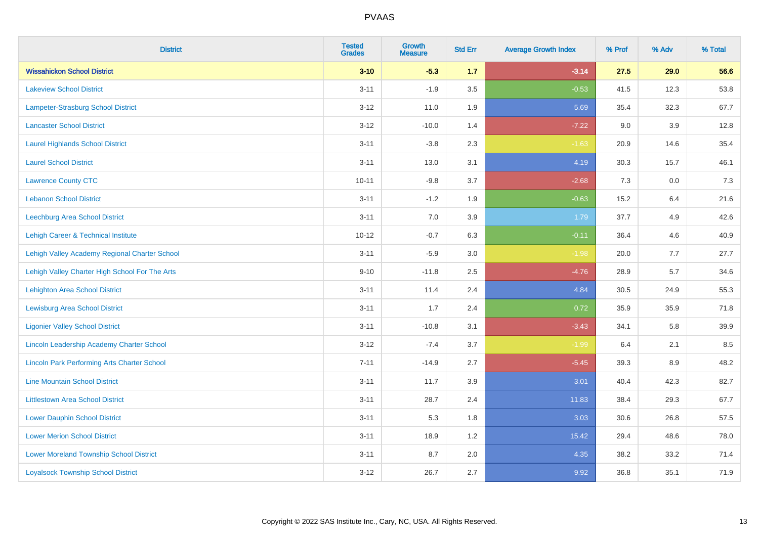| District | Tested Grades | Growth Measure | Std Err | Average Growth Index | % Prof | % Adv | % Total |
|---|---|---|---|---|---|---|---|
| **Wissahickon School District** | **3-10** | **-5.3** | **1.7** | **-3.14** | **27.5** | **29.0** | **56.6** |
| Lakeview School District | 3-11 | -1.9 | 3.5 | -0.53 | 41.5 | 12.3 | 53.8 |
| Lampeter-Strasburg School District | 3-12 | 11.0 | 1.9 | 5.69 | 35.4 | 32.3 | 67.7 |
| Lancaster School District | 3-12 | -10.0 | 1.4 | -7.22 | 9.0 | 3.9 | 12.8 |
| Laurel Highlands School District | 3-11 | -3.8 | 2.3 | -1.63 | 20.9 | 14.6 | 35.4 |
| Laurel School District | 3-11 | 13.0 | 3.1 | 4.19 | 30.3 | 15.7 | 46.1 |
| Lawrence County CTC | 10-11 | -9.8 | 3.7 | -2.68 | 7.3 | 0.0 | 7.3 |
| Lebanon School District | 3-11 | -1.2 | 1.9 | -0.63 | 15.2 | 6.4 | 21.6 |
| Leechburg Area School District | 3-11 | 7.0 | 3.9 | 1.79 | 37.7 | 4.9 | 42.6 |
| Lehigh Career & Technical Institute | 10-12 | -0.7 | 6.3 | -0.11 | 36.4 | 4.6 | 40.9 |
| Lehigh Valley Academy Regional Charter School | 3-11 | -5.9 | 3.0 | -1.98 | 20.0 | 7.7 | 27.7 |
| Lehigh Valley Charter High School For The Arts | 9-10 | -11.8 | 2.5 | -4.76 | 28.9 | 5.7 | 34.6 |
| Lehighton Area School District | 3-11 | 11.4 | 2.4 | 4.84 | 30.5 | 24.9 | 55.3 |
| Lewisburg Area School District | 3-11 | 1.7 | 2.4 | 0.72 | 35.9 | 35.9 | 71.8 |
| Ligonier Valley School District | 3-11 | -10.8 | 3.1 | -3.43 | 34.1 | 5.8 | 39.9 |
| Lincoln Leadership Academy Charter School | 3-12 | -7.4 | 3.7 | -1.99 | 6.4 | 2.1 | 8.5 |
| Lincoln Park Performing Arts Charter School | 7-11 | -14.9 | 2.7 | -5.45 | 39.3 | 8.9 | 48.2 |
| Line Mountain School District | 3-11 | 11.7 | 3.9 | 3.01 | 40.4 | 42.3 | 82.7 |
| Littlestown Area School District | 3-11 | 28.7 | 2.4 | 11.83 | 38.4 | 29.3 | 67.7 |
| Lower Dauphin School District | 3-11 | 5.3 | 1.8 | 3.03 | 30.6 | 26.8 | 57.5 |
| Lower Merion School District | 3-11 | 18.9 | 1.2 | 15.42 | 29.4 | 48.6 | 78.0 |
| Lower Moreland Township School District | 3-11 | 8.7 | 2.0 | 4.35 | 38.2 | 33.2 | 71.4 |
| Loyalsock Township School District | 3-12 | 26.7 | 2.7 | 9.92 | 36.8 | 35.1 | 71.9 |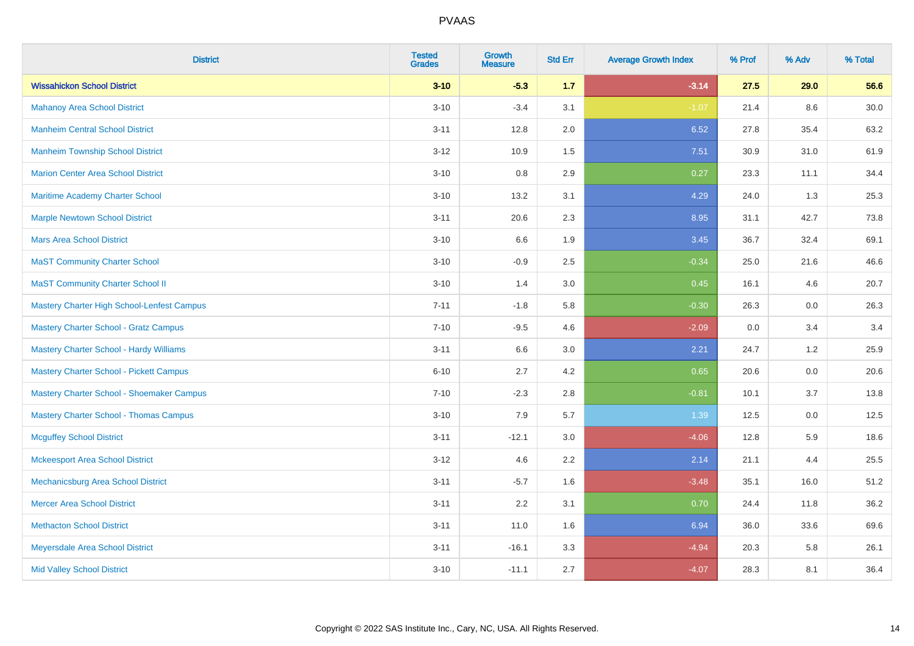| District | Tested Grades | Growth Measure | Std Err | Average Growth Index | % Prof | % Adv | % Total |
|---|---|---|---|---|---|---|---|
| **Wissahickon School District** | **3-10** | **-5.3** | **1.7** | **-3.14** | **27.5** | **29.0** | **56.6** |
| Mahanoy Area School District | 3-10 | -3.4 | 3.1 | -1.07 | 21.4 | 8.6 | 30.0 |
| Manheim Central School District | 3-11 | 12.8 | 2.0 | 6.52 | 27.8 | 35.4 | 63.2 |
| Manheim Township School District | 3-12 | 10.9 | 1.5 | 7.51 | 30.9 | 31.0 | 61.9 |
| Marion Center Area School District | 3-10 | 0.8 | 2.9 | 0.27 | 23.3 | 11.1 | 34.4 |
| Maritime Academy Charter School | 3-10 | 13.2 | 3.1 | 4.29 | 24.0 | 1.3 | 25.3 |
| Marple Newtown School District | 3-11 | 20.6 | 2.3 | 8.95 | 31.1 | 42.7 | 73.8 |
| Mars Area School District | 3-10 | 6.6 | 1.9 | 3.45 | 36.7 | 32.4 | 69.1 |
| MaST Community Charter School | 3-10 | -0.9 | 2.5 | -0.34 | 25.0 | 21.6 | 46.6 |
| MaST Community Charter School II | 3-10 | 1.4 | 3.0 | 0.45 | 16.1 | 4.6 | 20.7 |
| Mastery Charter High School-Lenfest Campus | 7-11 | -1.8 | 5.8 | -0.30 | 26.3 | 0.0 | 26.3 |
| Mastery Charter School - Gratz Campus | 7-10 | -9.5 | 4.6 | -2.09 | 0.0 | 3.4 | 3.4 |
| Mastery Charter School - Hardy Williams | 3-11 | 6.6 | 3.0 | 2.21 | 24.7 | 1.2 | 25.9 |
| Mastery Charter School - Pickett Campus | 6-10 | 2.7 | 4.2 | 0.65 | 20.6 | 0.0 | 20.6 |
| Mastery Charter School - Shoemaker Campus | 7-10 | -2.3 | 2.8 | -0.81 | 10.1 | 3.7 | 13.8 |
| Mastery Charter School - Thomas Campus | 3-10 | 7.9 | 5.7 | 1.39 | 12.5 | 0.0 | 12.5 |
| Mcguffey School District | 3-11 | -12.1 | 3.0 | -4.06 | 12.8 | 5.9 | 18.6 |
| Mckeesport Area School District | 3-12 | 4.6 | 2.2 | 2.14 | 21.1 | 4.4 | 25.5 |
| Mechanicsburg Area School District | 3-11 | -5.7 | 1.6 | -3.48 | 35.1 | 16.0 | 51.2 |
| Mercer Area School District | 3-11 | 2.2 | 3.1 | 0.70 | 24.4 | 11.8 | 36.2 |
| Methacton School District | 3-11 | 11.0 | 1.6 | 6.94 | 36.0 | 33.6 | 69.6 |
| Meyersdale Area School District | 3-11 | -16.1 | 3.3 | -4.94 | 20.3 | 5.8 | 26.1 |
| Mid Valley School District | 3-10 | -11.1 | 2.7 | -4.07 | 28.3 | 8.1 | 36.4 |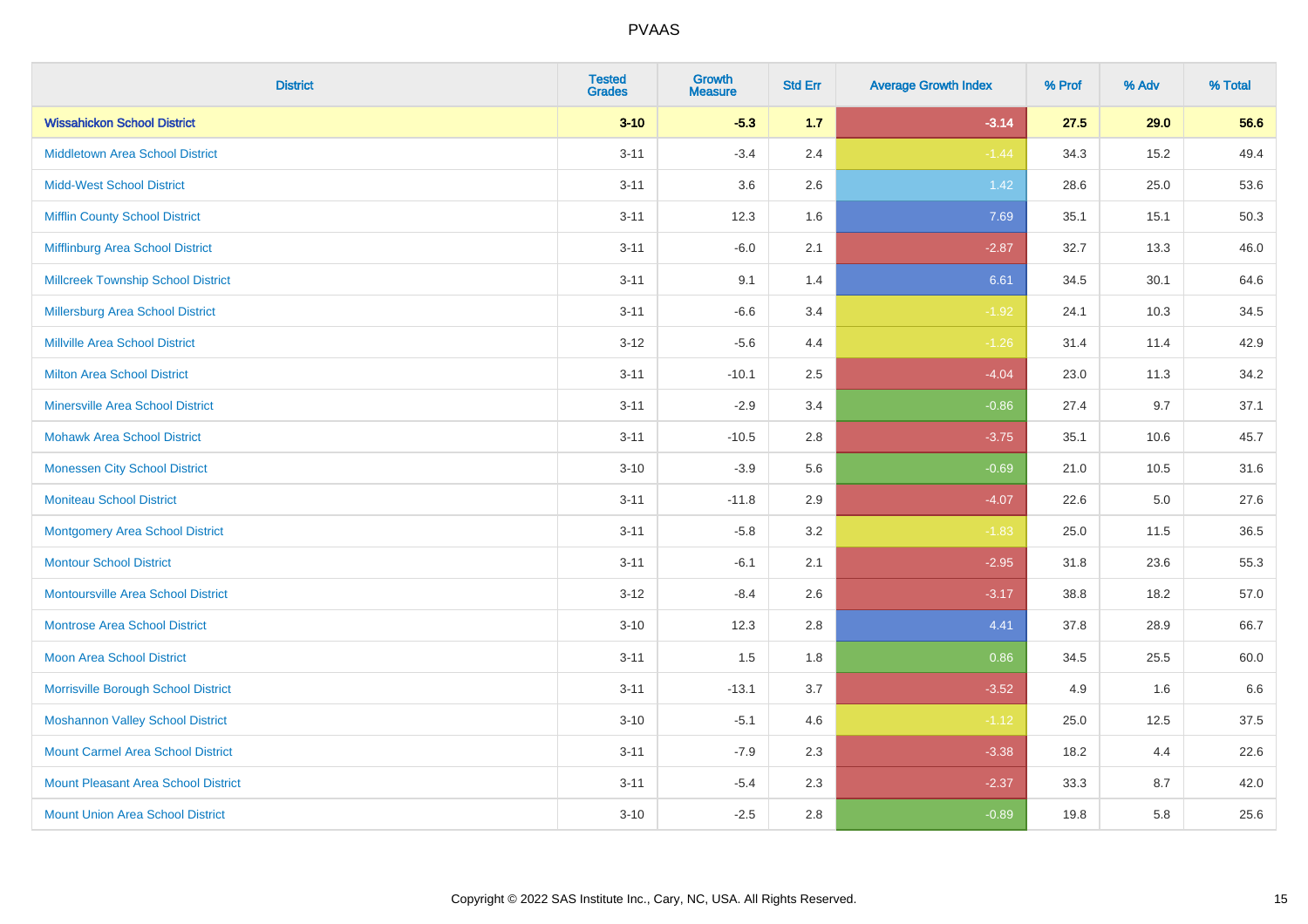| District | Tested Grades | Growth Measure | Std Err | Average Growth Index | % Prof | % Adv | % Total |
|---|---|---|---|---|---|---|---|
| **Wissahickon School District** | **3-10** | **-5.3** | **1.7** | **-3.14** | **27.5** | **29.0** | **56.6** |
| Middletown Area School District | 3-11 | -3.4 | 2.4 | -1.44 | 34.3 | 15.2 | 49.4 |
| Midd-West School District | 3-11 | 3.6 | 2.6 | 1.42 | 28.6 | 25.0 | 53.6 |
| Mifflin County School District | 3-11 | 12.3 | 1.6 | 7.69 | 35.1 | 15.1 | 50.3 |
| Mifflinburg Area School District | 3-11 | -6.0 | 2.1 | -2.87 | 32.7 | 13.3 | 46.0 |
| Millcreek Township School District | 3-11 | 9.1 | 1.4 | 6.61 | 34.5 | 30.1 | 64.6 |
| Millersburg Area School District | 3-11 | -6.6 | 3.4 | -1.92 | 24.1 | 10.3 | 34.5 |
| Millville Area School District | 3-12 | -5.6 | 4.4 | -1.26 | 31.4 | 11.4 | 42.9 |
| Milton Area School District | 3-11 | -10.1 | 2.5 | -4.04 | 23.0 | 11.3 | 34.2 |
| Minersville Area School District | 3-11 | -2.9 | 3.4 | -0.86 | 27.4 | 9.7 | 37.1 |
| Mohawk Area School District | 3-11 | -10.5 | 2.8 | -3.75 | 35.1 | 10.6 | 45.7 |
| Monessen City School District | 3-10 | -3.9 | 5.6 | -0.69 | 21.0 | 10.5 | 31.6 |
| Moniteau School District | 3-11 | -11.8 | 2.9 | -4.07 | 22.6 | 5.0 | 27.6 |
| Montgomery Area School District | 3-11 | -5.8 | 3.2 | -1.83 | 25.0 | 11.5 | 36.5 |
| Montour School District | 3-11 | -6.1 | 2.1 | -2.95 | 31.8 | 23.6 | 55.3 |
| Montoursville Area School District | 3-12 | -8.4 | 2.6 | -3.17 | 38.8 | 18.2 | 57.0 |
| Montrose Area School District | 3-10 | 12.3 | 2.8 | 4.41 | 37.8 | 28.9 | 66.7 |
| Moon Area School District | 3-11 | 1.5 | 1.8 | 0.86 | 34.5 | 25.5 | 60.0 |
| Morrisville Borough School District | 3-11 | -13.1 | 3.7 | -3.52 | 4.9 | 1.6 | 6.6 |
| Moshannon Valley School District | 3-10 | -5.1 | 4.6 | -1.12 | 25.0 | 12.5 | 37.5 |
| Mount Carmel Area School District | 3-11 | -7.9 | 2.3 | -3.38 | 18.2 | 4.4 | 22.6 |
| Mount Pleasant Area School District | 3-11 | -5.4 | 2.3 | -2.37 | 33.3 | 8.7 | 42.0 |
| Mount Union Area School District | 3-10 | -2.5 | 2.8 | -0.89 | 19.8 | 5.8 | 25.6 |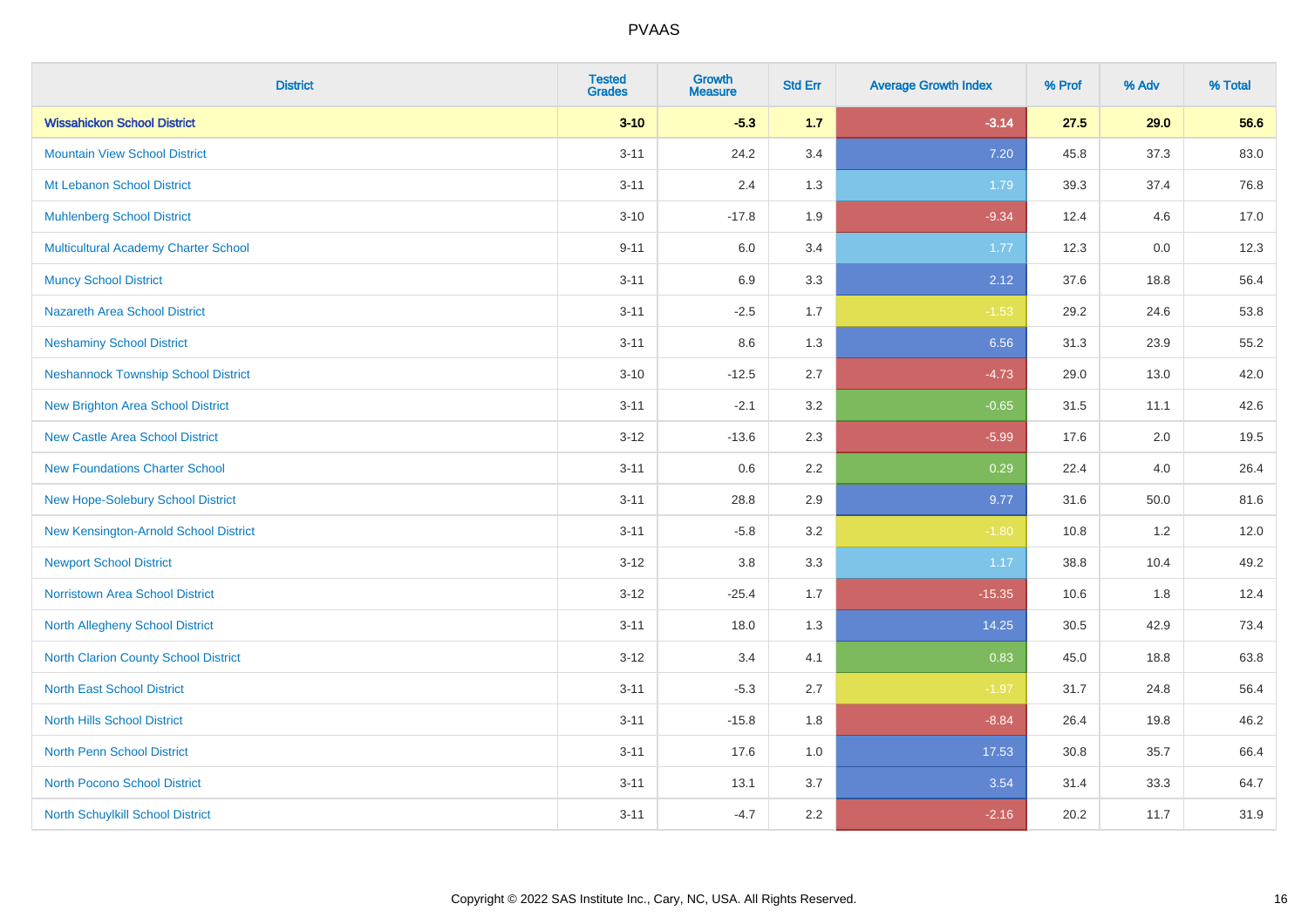# PVAAS

| District | Tested Grades | Growth Measure | Std Err | Average Growth Index | % Prof | % Adv | % Total |
|---|---|---|---|---|---|---|---|
| **Wissahickon School District** | **3-10** | **-5.3** | **1.7** | **-3.14** | **27.5** | **29.0** | **56.6** |
| Mountain View School District | 3-11 | 24.2 | 3.4 | 7.20 | 45.8 | 37.3 | 83.0 |
| Mt Lebanon School District | 3-11 | 2.4 | 1.3 | 1.79 | 39.3 | 37.4 | 76.8 |
| Muhlenberg School District | 3-10 | -17.8 | 1.9 | -9.34 | 12.4 | 4.6 | 17.0 |
| Multicultural Academy Charter School | 9-11 | 6.0 | 3.4 | 1.77 | 12.3 | 0.0 | 12.3 |
| Muncy School District | 3-11 | 6.9 | 3.3 | 2.12 | 37.6 | 18.8 | 56.4 |
| Nazareth Area School District | 3-11 | -2.5 | 1.7 | -1.53 | 29.2 | 24.6 | 53.8 |
| Neshaminy School District | 3-11 | 8.6 | 1.3 | 6.56 | 31.3 | 23.9 | 55.2 |
| Neshannock Township School District | 3-10 | -12.5 | 2.7 | -4.73 | 29.0 | 13.0 | 42.0 |
| New Brighton Area School District | 3-11 | -2.1 | 3.2 | -0.65 | 31.5 | 11.1 | 42.6 |
| New Castle Area School District | 3-12 | -13.6 | 2.3 | -5.99 | 17.6 | 2.0 | 19.5 |
| New Foundations Charter School | 3-11 | 0.6 | 2.2 | 0.29 | 22.4 | 4.0 | 26.4 |
| New Hope-Solebury School District | 3-11 | 28.8 | 2.9 | 9.77 | 31.6 | 50.0 | 81.6 |
| New Kensington-Arnold School District | 3-11 | -5.8 | 3.2 | -1.80 | 10.8 | 1.2 | 12.0 |
| Newport School District | 3-12 | 3.8 | 3.3 | 1.17 | 38.8 | 10.4 | 49.2 |
| Norristown Area School District | 3-12 | -25.4 | 1.7 | -15.35 | 10.6 | 1.8 | 12.4 |
| North Allegheny School District | 3-11 | 18.0 | 1.3 | 14.25 | 30.5 | 42.9 | 73.4 |
| North Clarion County School District | 3-12 | 3.4 | 4.1 | 0.83 | 45.0 | 18.8 | 63.8 |
| North East School District | 3-11 | -5.3 | 2.7 | -1.97 | 31.7 | 24.8 | 56.4 |
| North Hills School District | 3-11 | -15.8 | 1.8 | -8.84 | 26.4 | 19.8 | 46.2 |
| North Penn School District | 3-11 | 17.6 | 1.0 | 17.53 | 30.8 | 35.7 | 66.4 |
| North Pocono School District | 3-11 | 13.1 | 3.7 | 3.54 | 31.4 | 33.3 | 64.7 |
| North Schuylkill School District | 3-11 | -4.7 | 2.2 | -2.16 | 20.2 | 11.7 | 31.9 |

Copyright © 2022 SAS Institute Inc., Cary, NC, USA. All Rights Reserved.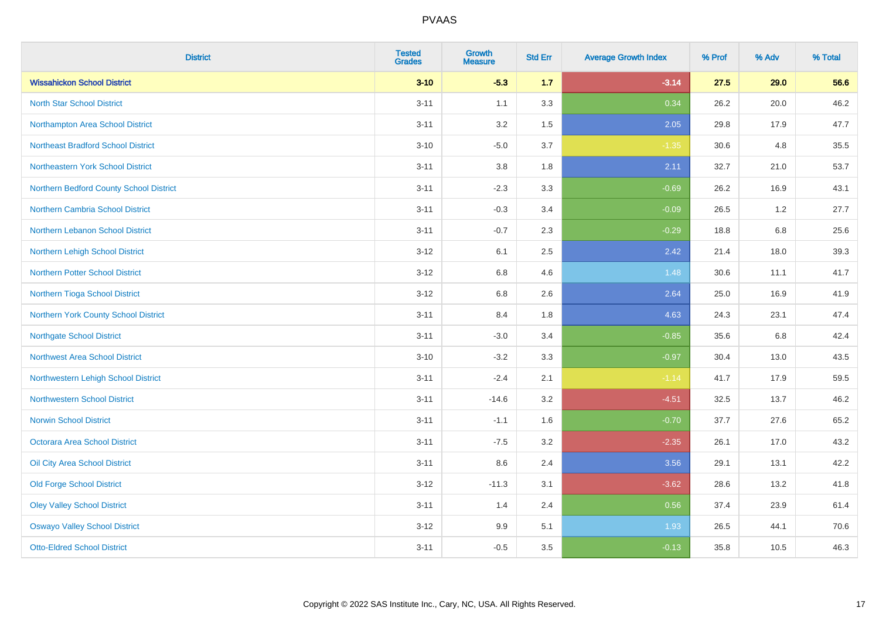| District | Tested Grades | Growth Measure | Std Err | Average Growth Index | % Prof | % Adv | % Total |
|---|---|---|---|---|---|---|---|
| **Wissahickon School District** | **3-10** | **-5.3** | **1.7** | **-3.14** | **27.5** | **29.0** | **56.6** |
| North Star School District | 3-11 | 1.1 | 3.3 | 0.34 | 26.2 | 20.0 | 46.2 |
| Northampton Area School District | 3-11 | 3.2 | 1.5 | 2.05 | 29.8 | 17.9 | 47.7 |
| Northeast Bradford School District | 3-10 | -5.0 | 3.7 | -1.35 | 30.6 | 4.8 | 35.5 |
| Northeastern York School District | 3-11 | 3.8 | 1.8 | 2.11 | 32.7 | 21.0 | 53.7 |
| Northern Bedford County School District | 3-11 | -2.3 | 3.3 | -0.69 | 26.2 | 16.9 | 43.1 |
| Northern Cambria School District | 3-11 | -0.3 | 3.4 | -0.09 | 26.5 | 1.2 | 27.7 |
| Northern Lebanon School District | 3-11 | -0.7 | 2.3 | -0.29 | 18.8 | 6.8 | 25.6 |
| Northern Lehigh School District | 3-12 | 6.1 | 2.5 | 2.42 | 21.4 | 18.0 | 39.3 |
| Northern Potter School District | 3-12 | 6.8 | 4.6 | 1.48 | 30.6 | 11.1 | 41.7 |
| Northern Tioga School District | 3-12 | 6.8 | 2.6 | 2.64 | 25.0 | 16.9 | 41.9 |
| Northern York County School District | 3-11 | 8.4 | 1.8 | 4.63 | 24.3 | 23.1 | 47.4 |
| Northgate School District | 3-11 | -3.0 | 3.4 | -0.85 | 35.6 | 6.8 | 42.4 |
| Northwest Area School District | 3-10 | -3.2 | 3.3 | -0.97 | 30.4 | 13.0 | 43.5 |
| Northwestern Lehigh School District | 3-11 | -2.4 | 2.1 | -1.14 | 41.7 | 17.9 | 59.5 |
| Northwestern School District | 3-11 | -14.6 | 3.2 | -4.51 | 32.5 | 13.7 | 46.2 |
| Norwin School District | 3-11 | -1.1 | 1.6 | -0.70 | 37.7 | 27.6 | 65.2 |
| Octorara Area School District | 3-11 | -7.5 | 3.2 | -2.35 | 26.1 | 17.0 | 43.2 |
| Oil City Area School District | 3-11 | 8.6 | 2.4 | 3.56 | 29.1 | 13.1 | 42.2 |
| Old Forge School District | 3-12 | -11.3 | 3.1 | -3.62 | 28.6 | 13.2 | 41.8 |
| Oley Valley School District | 3-11 | 1.4 | 2.4 | 0.56 | 37.4 | 23.9 | 61.4 |
| Oswayo Valley School District | 3-12 | 9.9 | 5.1 | 1.93 | 26.5 | 44.1 | 70.6 |
| Otto-Eldred School District | 3-11 | -0.5 | 3.5 | -0.13 | 35.8 | 10.5 | 46.3 |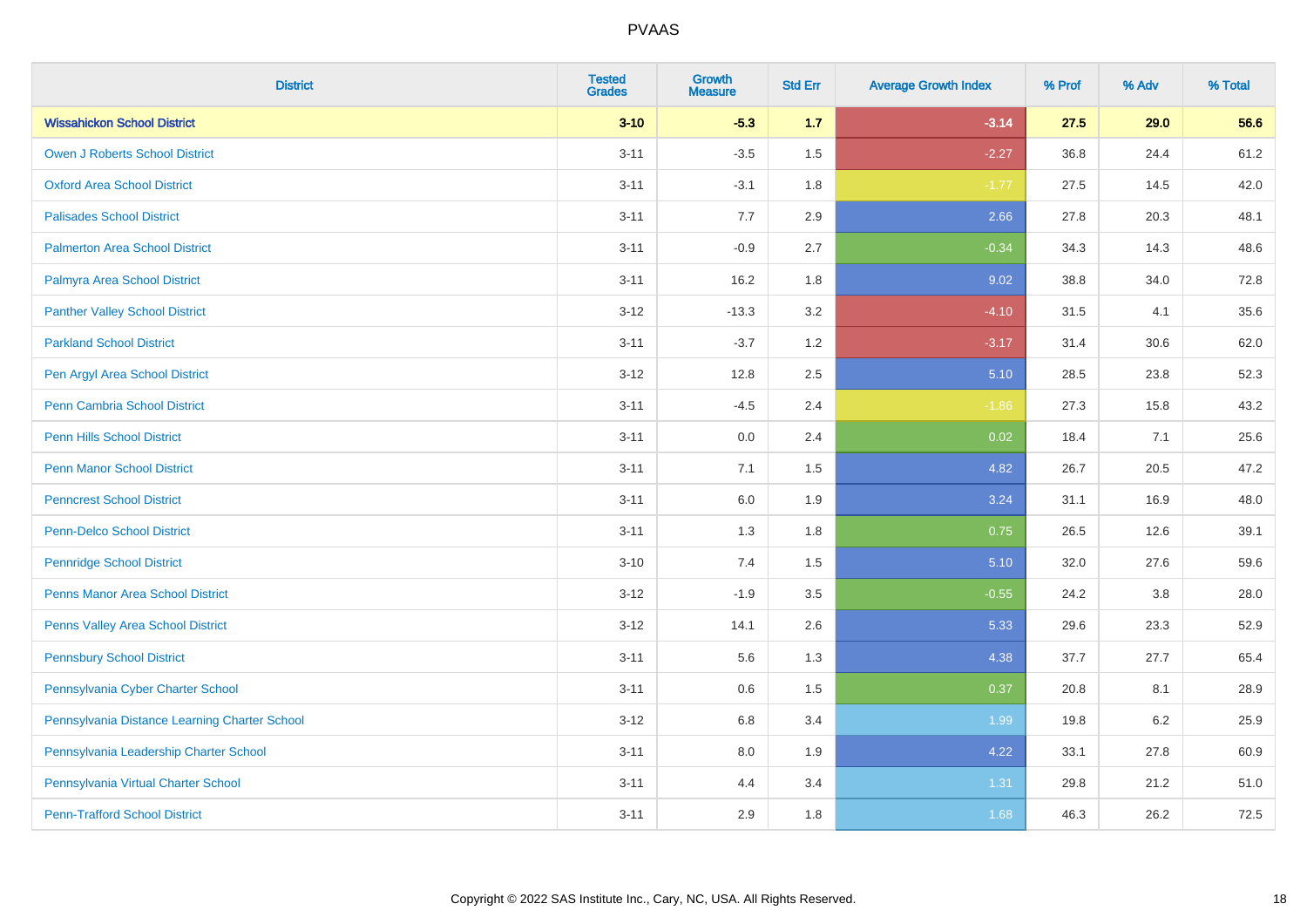PVAAS

| District | Tested Grades | Growth Measure | Std Err | Average Growth Index | % Prof | % Adv | % Total |
|---|---|---|---|---|---|---|---|
| **Wissahickon School District** | **3-10** | **-5.3** | **1.7** | **-3.14** | **27.5** | **29.0** | **56.6** |
| Owen J Roberts School District | 3-11 | -3.5 | 1.5 | -2.27 | 36.8 | 24.4 | 61.2 |
| Oxford Area School District | 3-11 | -3.1 | 1.8 | -1.77 | 27.5 | 14.5 | 42.0 |
| Palisades School District | 3-11 | 7.7 | 2.9 | 2.66 | 27.8 | 20.3 | 48.1 |
| Palmerton Area School District | 3-11 | -0.9 | 2.7 | -0.34 | 34.3 | 14.3 | 48.6 |
| Palmyra Area School District | 3-11 | 16.2 | 1.8 | 9.02 | 38.8 | 34.0 | 72.8 |
| Panther Valley School District | 3-12 | -13.3 | 3.2 | -4.10 | 31.5 | 4.1 | 35.6 |
| Parkland School District | 3-11 | -3.7 | 1.2 | -3.17 | 31.4 | 30.6 | 62.0 |
| Pen Argyl Area School District | 3-12 | 12.8 | 2.5 | 5.10 | 28.5 | 23.8 | 52.3 |
| Penn Cambria School District | 3-11 | -4.5 | 2.4 | -1.86 | 27.3 | 15.8 | 43.2 |
| Penn Hills School District | 3-11 | 0.0 | 2.4 | 0.02 | 18.4 | 7.1 | 25.6 |
| Penn Manor School District | 3-11 | 7.1 | 1.5 | 4.82 | 26.7 | 20.5 | 47.2 |
| Penncrest School District | 3-11 | 6.0 | 1.9 | 3.24 | 31.1 | 16.9 | 48.0 |
| Penn-Delco School District | 3-11 | 1.3 | 1.8 | 0.75 | 26.5 | 12.6 | 39.1 |
| Pennridge School District | 3-10 | 7.4 | 1.5 | 5.10 | 32.0 | 27.6 | 59.6 |
| Penns Manor Area School District | 3-12 | -1.9 | 3.5 | -0.55 | 24.2 | 3.8 | 28.0 |
| Penns Valley Area School District | 3-12 | 14.1 | 2.6 | 5.33 | 29.6 | 23.3 | 52.9 |
| Pennsbury School District | 3-11 | 5.6 | 1.3 | 4.38 | 37.7 | 27.7 | 65.4 |
| Pennsylvania Cyber Charter School | 3-11 | 0.6 | 1.5 | 0.37 | 20.8 | 8.1 | 28.9 |
| Pennsylvania Distance Learning Charter School | 3-12 | 6.8 | 3.4 | 1.99 | 19.8 | 6.2 | 25.9 |
| Pennsylvania Leadership Charter School | 3-11 | 8.0 | 1.9 | 4.22 | 33.1 | 27.8 | 60.9 |
| Pennsylvania Virtual Charter School | 3-11 | 4.4 | 3.4 | 1.31 | 29.8 | 21.2 | 51.0 |
| Penn-Trafford School District | 3-11 | 2.9 | 1.8 | 1.68 | 46.3 | 26.2 | 72.5 |

Copyright © 2022 SAS Institute Inc., Cary, NC, USA. All Rights Reserved.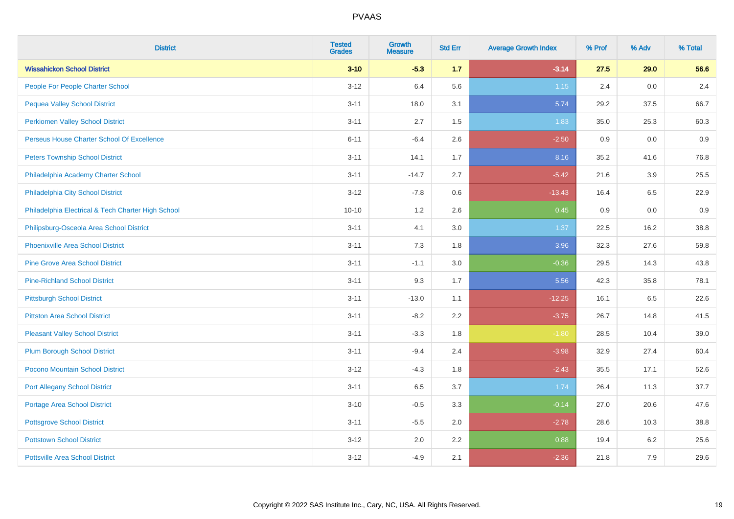# PVAAS

| District | Tested Grades | Growth Measure | Std Err | Average Growth Index | % Prof | % Adv | % Total |
|---|---|---|---|---|---|---|---|
| **Wissahickon School District** | **3-10** | **-5.3** | **1.7** | **-3.14** | **27.5** | **29.0** | **56.6** |
| People For People Charter School | 3-12 | 6.4 | 5.6 | 1.15 | 2.4 | 0.0 | 2.4 |
| Pequea Valley School District | 3-11 | 18.0 | 3.1 | 5.74 | 29.2 | 37.5 | 66.7 |
| Perkiomen Valley School District | 3-11 | 2.7 | 1.5 | 1.83 | 35.0 | 25.3 | 60.3 |
| Perseus House Charter School Of Excellence | 6-11 | -6.4 | 2.6 | -2.50 | 0.9 | 0.0 | 0.9 |
| Peters Township School District | 3-11 | 14.1 | 1.7 | 8.16 | 35.2 | 41.6 | 76.8 |
| Philadelphia Academy Charter School | 3-11 | -14.7 | 2.7 | -5.42 | 21.6 | 3.9 | 25.5 |
| Philadelphia City School District | 3-12 | -7.8 | 0.6 | -13.43 | 16.4 | 6.5 | 22.9 |
| Philadelphia Electrical & Tech Charter High School | 10-10 | 1.2 | 2.6 | 0.45 | 0.9 | 0.0 | 0.9 |
| Philipsburg-Osceola Area School District | 3-11 | 4.1 | 3.0 | 1.37 | 22.5 | 16.2 | 38.8 |
| Phoenixville Area School District | 3-11 | 7.3 | 1.8 | 3.96 | 32.3 | 27.6 | 59.8 |
| Pine Grove Area School District | 3-11 | -1.1 | 3.0 | -0.36 | 29.5 | 14.3 | 43.8 |
| Pine-Richland School District | 3-11 | 9.3 | 1.7 | 5.56 | 42.3 | 35.8 | 78.1 |
| Pittsburgh School District | 3-11 | -13.0 | 1.1 | -12.25 | 16.1 | 6.5 | 22.6 |
| Pittston Area School District | 3-11 | -8.2 | 2.2 | -3.75 | 26.7 | 14.8 | 41.5 |
| Pleasant Valley School District | 3-11 | -3.3 | 1.8 | -1.80 | 28.5 | 10.4 | 39.0 |
| Plum Borough School District | 3-11 | -9.4 | 2.4 | -3.98 | 32.9 | 27.4 | 60.4 |
| Pocono Mountain School District | 3-12 | -4.3 | 1.8 | -2.43 | 35.5 | 17.1 | 52.6 |
| Port Allegany School District | 3-11 | 6.5 | 3.7 | 1.74 | 26.4 | 11.3 | 37.7 |
| Portage Area School District | 3-10 | -0.5 | 3.3 | -0.14 | 27.0 | 20.6 | 47.6 |
| Pottsgrove School District | 3-11 | -5.5 | 2.0 | -2.78 | 28.6 | 10.3 | 38.8 |
| Pottstown School District | 3-12 | 2.0 | 2.2 | 0.88 | 19.4 | 6.2 | 25.6 |
| Pottsville Area School District | 3-12 | -4.9 | 2.1 | -2.36 | 21.8 | 7.9 | 29.6 |

Copyright © 2022 SAS Institute Inc., Cary, NC, USA. All Rights Reserved.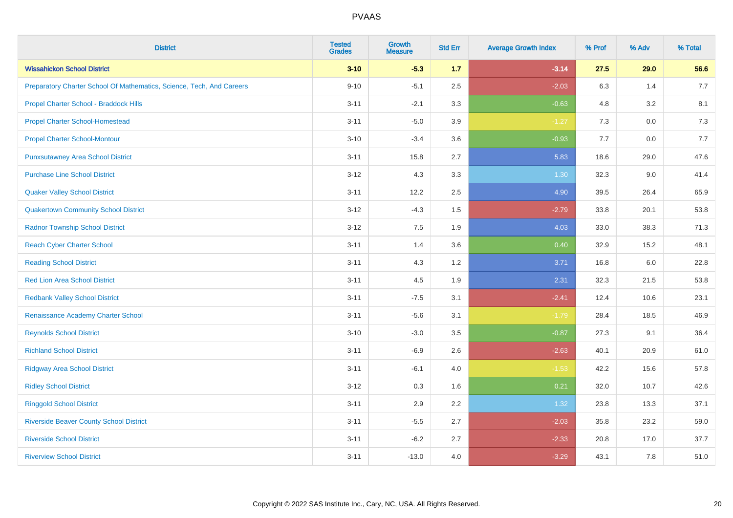| District | Tested Grades | Growth Measure | Std Err | Average Growth Index | % Prof | % Adv | % Total |
|---|---|---|---|---|---|---|---|
| **Wissahickon School District** | **3-10** | **-5.3** | **1.7** | **-3.14** | **27.5** | **29.0** | **56.6** |
| Preparatory Charter School Of Mathematics, Science, Tech, And Careers | 9-10 | -5.1 | 2.5 | -2.03 | 6.3 | 1.4 | 7.7 |
| Propel Charter School - Braddock Hills | 3-11 | -2.1 | 3.3 | -0.63 | 4.8 | 3.2 | 8.1 |
| Propel Charter School-Homestead | 3-11 | -5.0 | 3.9 | -1.27 | 7.3 | 0.0 | 7.3 |
| Propel Charter School-Montour | 3-10 | -3.4 | 3.6 | -0.93 | 7.7 | 0.0 | 7.7 |
| Punxsutawney Area School District | 3-11 | 15.8 | 2.7 | 5.83 | 18.6 | 29.0 | 47.6 |
| Purchase Line School District | 3-12 | 4.3 | 3.3 | 1.30 | 32.3 | 9.0 | 41.4 |
| Quaker Valley School District | 3-11 | 12.2 | 2.5 | 4.90 | 39.5 | 26.4 | 65.9 |
| Quakertown Community School District | 3-12 | -4.3 | 1.5 | -2.79 | 33.8 | 20.1 | 53.8 |
| Radnor Township School District | 3-12 | 7.5 | 1.9 | 4.03 | 33.0 | 38.3 | 71.3 |
| Reach Cyber Charter School | 3-11 | 1.4 | 3.6 | 0.40 | 32.9 | 15.2 | 48.1 |
| Reading School District | 3-11 | 4.3 | 1.2 | 3.71 | 16.8 | 6.0 | 22.8 |
| Red Lion Area School District | 3-11 | 4.5 | 1.9 | 2.31 | 32.3 | 21.5 | 53.8 |
| Redbank Valley School District | 3-11 | -7.5 | 3.1 | -2.41 | 12.4 | 10.6 | 23.1 |
| Renaissance Academy Charter School | 3-11 | -5.6 | 3.1 | -1.79 | 28.4 | 18.5 | 46.9 |
| Reynolds School District | 3-10 | -3.0 | 3.5 | -0.87 | 27.3 | 9.1 | 36.4 |
| Richland School District | 3-11 | -6.9 | 2.6 | -2.63 | 40.1 | 20.9 | 61.0 |
| Ridgway Area School District | 3-11 | -6.1 | 4.0 | -1.53 | 42.2 | 15.6 | 57.8 |
| Ridley School District | 3-12 | 0.3 | 1.6 | 0.21 | 32.0 | 10.7 | 42.6 |
| Ringgold School District | 3-11 | 2.9 | 2.2 | 1.32 | 23.8 | 13.3 | 37.1 |
| Riverside Beaver County School District | 3-11 | -5.5 | 2.7 | -2.03 | 35.8 | 23.2 | 59.0 |
| Riverside School District | 3-11 | -6.2 | 2.7 | -2.33 | 20.8 | 17.0 | 37.7 |
| Riverview School District | 3-11 | -13.0 | 4.0 | -3.29 | 43.1 | 7.8 | 51.0 |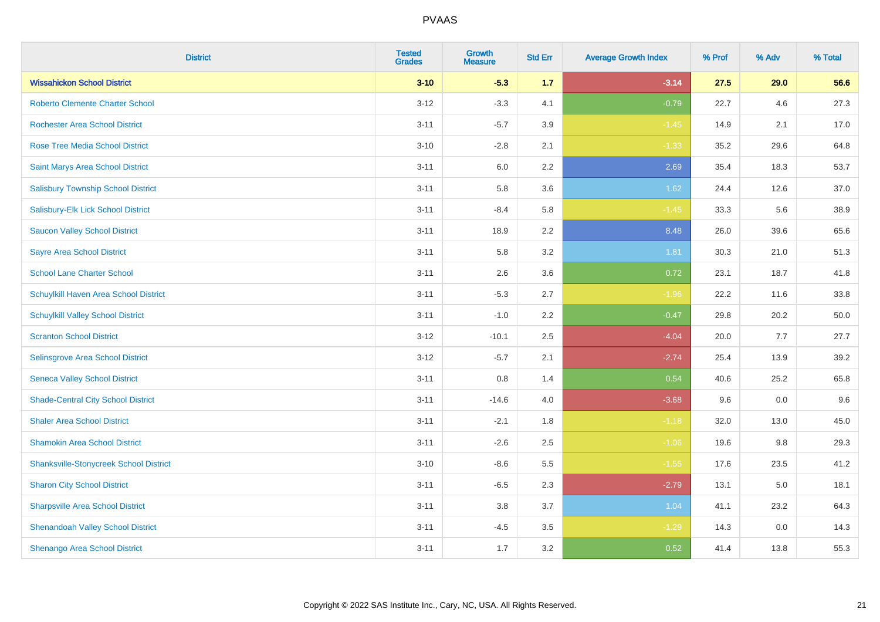| District | Tested Grades | Growth Measure | Std Err | Average Growth Index | % Prof | % Adv | % Total |
|---|---|---|---|---|---|---|---|
| **Wissahickon School District** | **3-10** | **-5.3** | **1.7** | **-3.14** | **27.5** | **29.0** | **56.6** |
| Roberto Clemente Charter School | 3-12 | -3.3 | 4.1 | -0.79 | 22.7 | 4.6 | 27.3 |
| Rochester Area School District | 3-11 | -5.7 | 3.9 | -1.45 | 14.9 | 2.1 | 17.0 |
| Rose Tree Media School District | 3-10 | -2.8 | 2.1 | -1.33 | 35.2 | 29.6 | 64.8 |
| Saint Marys Area School District | 3-11 | 6.0 | 2.2 | 2.69 | 35.4 | 18.3 | 53.7 |
| Salisbury Township School District | 3-11 | 5.8 | 3.6 | 1.62 | 24.4 | 12.6 | 37.0 |
| Salisbury-Elk Lick School District | 3-11 | -8.4 | 5.8 | -1.45 | 33.3 | 5.6 | 38.9 |
| Saucon Valley School District | 3-11 | 18.9 | 2.2 | 8.48 | 26.0 | 39.6 | 65.6 |
| Sayre Area School District | 3-11 | 5.8 | 3.2 | 1.81 | 30.3 | 21.0 | 51.3 |
| School Lane Charter School | 3-11 | 2.6 | 3.6 | 0.72 | 23.1 | 18.7 | 41.8 |
| Schuylkill Haven Area School District | 3-11 | -5.3 | 2.7 | -1.96 | 22.2 | 11.6 | 33.8 |
| Schuylkill Valley School District | 3-11 | -1.0 | 2.2 | -0.47 | 29.8 | 20.2 | 50.0 |
| Scranton School District | 3-12 | -10.1 | 2.5 | -4.04 | 20.0 | 7.7 | 27.7 |
| Selinsgrove Area School District | 3-12 | -5.7 | 2.1 | -2.74 | 25.4 | 13.9 | 39.2 |
| Seneca Valley School District | 3-11 | 0.8 | 1.4 | 0.54 | 40.6 | 25.2 | 65.8 |
| Shade-Central City School District | 3-11 | -14.6 | 4.0 | -3.68 | 9.6 | 0.0 | 9.6 |
| Shaler Area School District | 3-11 | -2.1 | 1.8 | -1.18 | 32.0 | 13.0 | 45.0 |
| Shamokin Area School District | 3-11 | -2.6 | 2.5 | -1.06 | 19.6 | 9.8 | 29.3 |
| Shanksville-Stonycreek School District | 3-10 | -8.6 | 5.5 | -1.55 | 17.6 | 23.5 | 41.2 |
| Sharon City School District | 3-11 | -6.5 | 2.3 | -2.79 | 13.1 | 5.0 | 18.1 |
| Sharpsville Area School District | 3-11 | 3.8 | 3.7 | 1.04 | 41.1 | 23.2 | 64.3 |
| Shenandoah Valley School District | 3-11 | -4.5 | 3.5 | -1.29 | 14.3 | 0.0 | 14.3 |
| Shenango Area School District | 3-11 | 1.7 | 3.2 | 0.52 | 41.4 | 13.8 | 55.3 |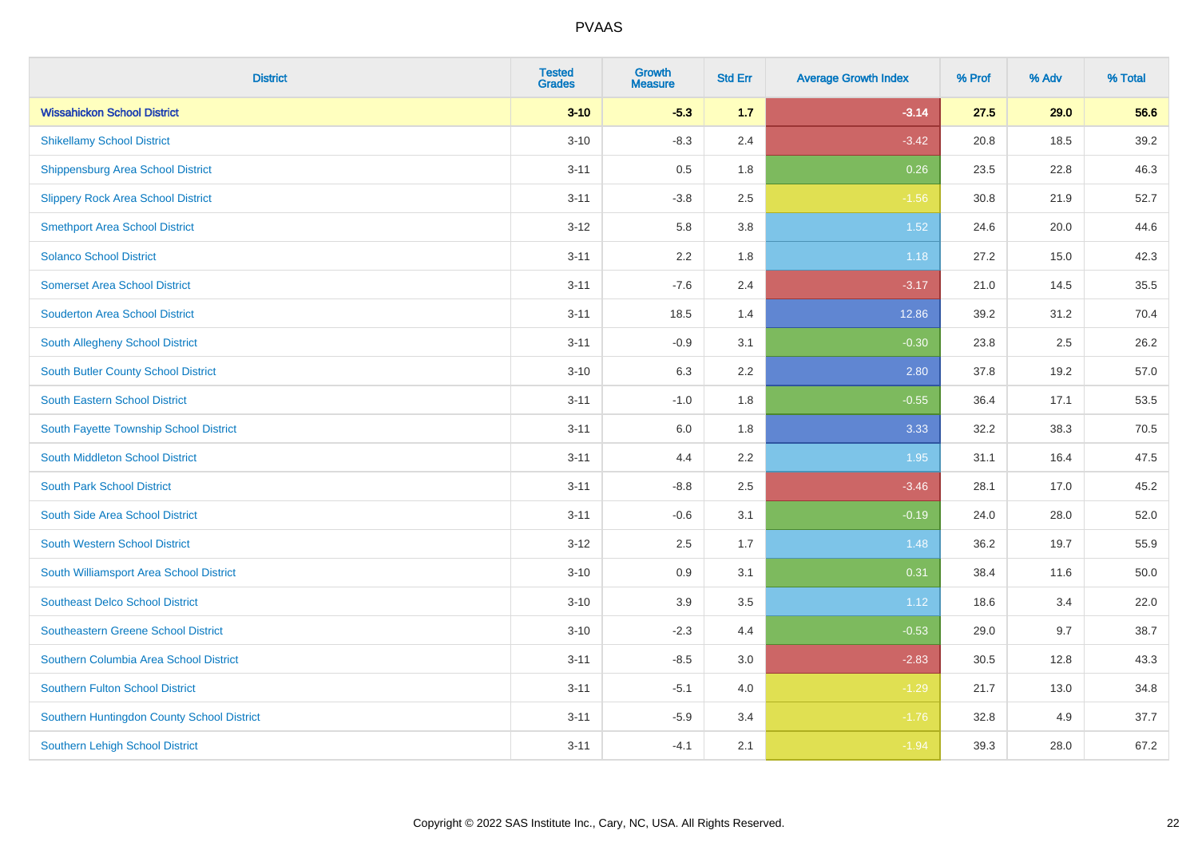| District | Tested Grades | Growth Measure | Std Err | Average Growth Index | % Prof | % Adv | % Total |
|---|---|---|---|---|---|---|---|
| **Wissahickon School District** | **3-10** | **-5.3** | **1.7** | **-3.14** | **27.5** | **29.0** | **56.6** |
| Shikellamy School District | 3-10 | -8.3 | 2.4 | -3.42 | 20.8 | 18.5 | 39.2 |
| Shippensburg Area School District | 3-11 | 0.5 | 1.8 | 0.26 | 23.5 | 22.8 | 46.3 |
| Slippery Rock Area School District | 3-11 | -3.8 | 2.5 | -1.56 | 30.8 | 21.9 | 52.7 |
| Smethport Area School District | 3-12 | 5.8 | 3.8 | 1.52 | 24.6 | 20.0 | 44.6 |
| Solanco School District | 3-11 | 2.2 | 1.8 | 1.18 | 27.2 | 15.0 | 42.3 |
| Somerset Area School District | 3-11 | -7.6 | 2.4 | -3.17 | 21.0 | 14.5 | 35.5 |
| Souderton Area School District | 3-11 | 18.5 | 1.4 | 12.86 | 39.2 | 31.2 | 70.4 |
| South Allegheny School District | 3-11 | -0.9 | 3.1 | -0.30 | 23.8 | 2.5 | 26.2 |
| South Butler County School District | 3-10 | 6.3 | 2.2 | 2.80 | 37.8 | 19.2 | 57.0 |
| South Eastern School District | 3-11 | -1.0 | 1.8 | -0.55 | 36.4 | 17.1 | 53.5 |
| South Fayette Township School District | 3-11 | 6.0 | 1.8 | 3.33 | 32.2 | 38.3 | 70.5 |
| South Middleton School District | 3-11 | 4.4 | 2.2 | 1.95 | 31.1 | 16.4 | 47.5 |
| South Park School District | 3-11 | -8.8 | 2.5 | -3.46 | 28.1 | 17.0 | 45.2 |
| South Side Area School District | 3-11 | -0.6 | 3.1 | -0.19 | 24.0 | 28.0 | 52.0 |
| South Western School District | 3-12 | 2.5 | 1.7 | 1.48 | 36.2 | 19.7 | 55.9 |
| South Williamsport Area School District | 3-10 | 0.9 | 3.1 | 0.31 | 38.4 | 11.6 | 50.0 |
| Southeast Delco School District | 3-10 | 3.9 | 3.5 | 1.12 | 18.6 | 3.4 | 22.0 |
| Southeastern Greene School District | 3-10 | -2.3 | 4.4 | -0.53 | 29.0 | 9.7 | 38.7 |
| Southern Columbia Area School District | 3-11 | -8.5 | 3.0 | -2.83 | 30.5 | 12.8 | 43.3 |
| Southern Fulton School District | 3-11 | -5.1 | 4.0 | -1.29 | 21.7 | 13.0 | 34.8 |
| Southern Huntingdon County School District | 3-11 | -5.9 | 3.4 | -1.76 | 32.8 | 4.9 | 37.7 |
| Southern Lehigh School District | 3-11 | -4.1 | 2.1 | -1.94 | 39.3 | 28.0 | 67.2 |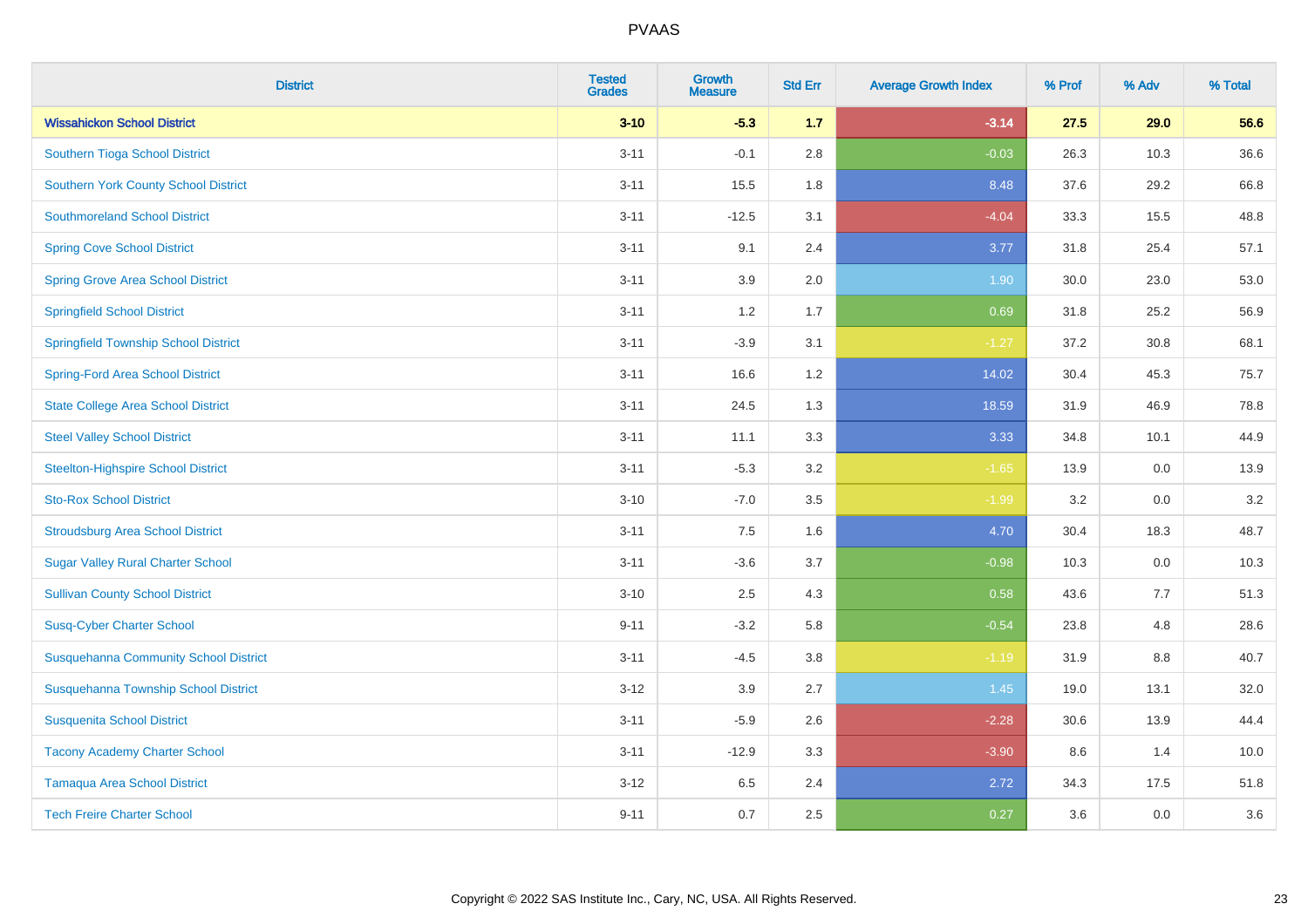| District | Tested Grades | Growth Measure | Std Err | Average Growth Index | % Prof | % Adv | % Total |
|---|---|---|---|---|---|---|---|
| **Wissahickon School District** | **3-10** | **-5.3** | **1.7** | **-3.14** | **27.5** | **29.0** | **56.6** |
| Southern Tioga School District | 3-11 | -0.1 | 2.8 | -0.03 | 26.3 | 10.3 | 36.6 |
| Southern York County School District | 3-11 | 15.5 | 1.8 | 8.48 | 37.6 | 29.2 | 66.8 |
| Southmoreland School District | 3-11 | -12.5 | 3.1 | -4.04 | 33.3 | 15.5 | 48.8 |
| Spring Cove School District | 3-11 | 9.1 | 2.4 | 3.77 | 31.8 | 25.4 | 57.1 |
| Spring Grove Area School District | 3-11 | 3.9 | 2.0 | 1.90 | 30.0 | 23.0 | 53.0 |
| Springfield School District | 3-11 | 1.2 | 1.7 | 0.69 | 31.8 | 25.2 | 56.9 |
| Springfield Township School District | 3-11 | -3.9 | 3.1 | -1.27 | 37.2 | 30.8 | 68.1 |
| Spring-Ford Area School District | 3-11 | 16.6 | 1.2 | 14.02 | 30.4 | 45.3 | 75.7 |
| State College Area School District | 3-11 | 24.5 | 1.3 | 18.59 | 31.9 | 46.9 | 78.8 |
| Steel Valley School District | 3-11 | 11.1 | 3.3 | 3.33 | 34.8 | 10.1 | 44.9 |
| Steelton-Highspire School District | 3-11 | -5.3 | 3.2 | -1.65 | 13.9 | 0.0 | 13.9 |
| Sto-Rox School District | 3-10 | -7.0 | 3.5 | -1.99 | 3.2 | 0.0 | 3.2 |
| Stroudsburg Area School District | 3-11 | 7.5 | 1.6 | 4.70 | 30.4 | 18.3 | 48.7 |
| Sugar Valley Rural Charter School | 3-11 | -3.6 | 3.7 | -0.98 | 10.3 | 0.0 | 10.3 |
| Sullivan County School District | 3-10 | 2.5 | 4.3 | 0.58 | 43.6 | 7.7 | 51.3 |
| Susq-Cyber Charter School | 9-11 | -3.2 | 5.8 | -0.54 | 23.8 | 4.8 | 28.6 |
| Susquehanna Community School District | 3-11 | -4.5 | 3.8 | -1.19 | 31.9 | 8.8 | 40.7 |
| Susquehanna Township School District | 3-12 | 3.9 | 2.7 | 1.45 | 19.0 | 13.1 | 32.0 |
| Susquenita School District | 3-11 | -5.9 | 2.6 | -2.28 | 30.6 | 13.9 | 44.4 |
| Tacony Academy Charter School | 3-11 | -12.9 | 3.3 | -3.90 | 8.6 | 1.4 | 10.0 |
| Tamaqua Area School District | 3-12 | 6.5 | 2.4 | 2.72 | 34.3 | 17.5 | 51.8 |
| Tech Freire Charter School | 9-11 | 0.7 | 2.5 | 0.27 | 3.6 | 0.0 | 3.6 |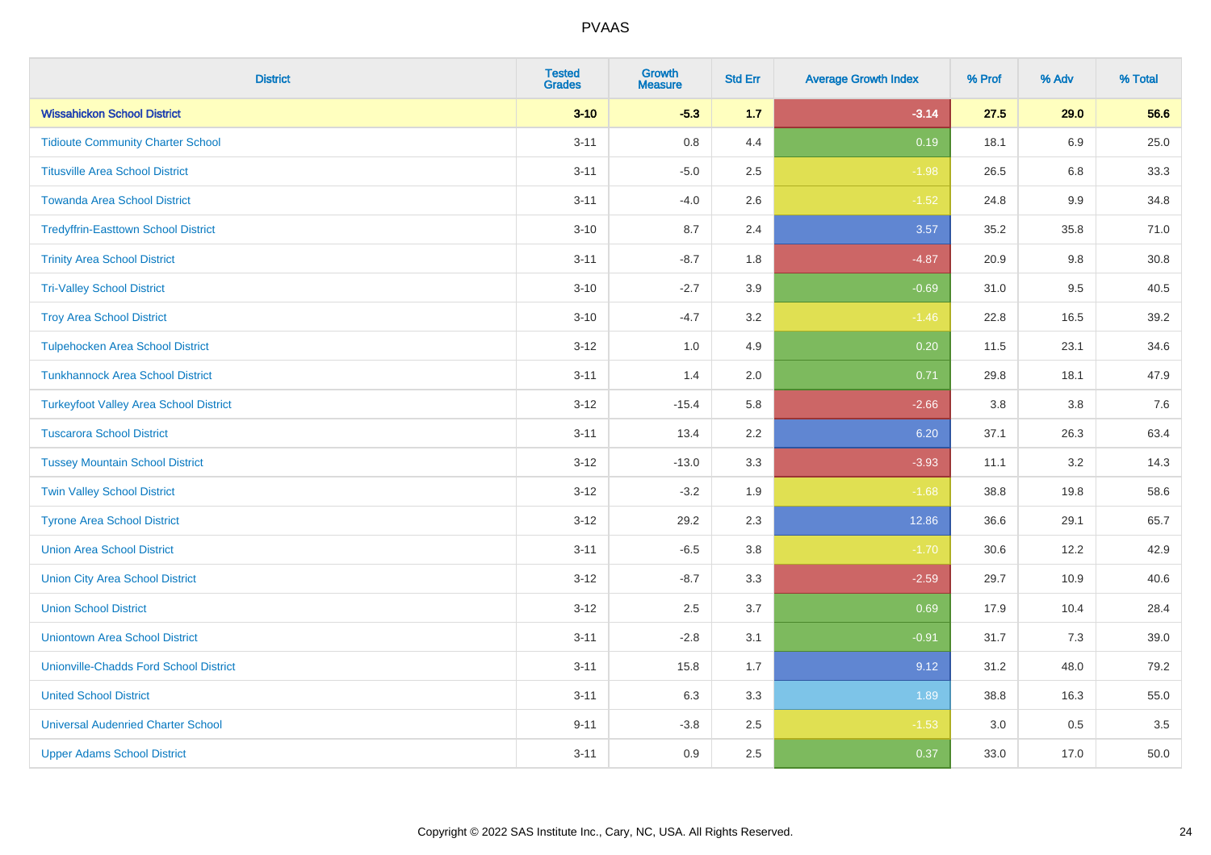| District | Tested Grades | Growth Measure | Std Err | Average Growth Index | % Prof | % Adv | % Total |
|---|---|---|---|---|---|---|---|
| **Wissahickon School District** | **3-10** | **-5.3** | **1.7** | **-3.14** | **27.5** | **29.0** | **56.6** |
| Tidioute Community Charter School | 3-11 | 0.8 | 4.4 | 0.19 | 18.1 | 6.9 | 25.0 |
| Titusville Area School District | 3-11 | -5.0 | 2.5 | -1.98 | 26.5 | 6.8 | 33.3 |
| Towanda Area School District | 3-11 | -4.0 | 2.6 | -1.52 | 24.8 | 9.9 | 34.8 |
| Tredyffrin-Easttown School District | 3-10 | 8.7 | 2.4 | 3.57 | 35.2 | 35.8 | 71.0 |
| Trinity Area School District | 3-11 | -8.7 | 1.8 | -4.87 | 20.9 | 9.8 | 30.8 |
| Tri-Valley School District | 3-10 | -2.7 | 3.9 | -0.69 | 31.0 | 9.5 | 40.5 |
| Troy Area School District | 3-10 | -4.7 | 3.2 | -1.46 | 22.8 | 16.5 | 39.2 |
| Tulpehocken Area School District | 3-12 | 1.0 | 4.9 | 0.20 | 11.5 | 23.1 | 34.6 |
| Tunkhannock Area School District | 3-11 | 1.4 | 2.0 | 0.71 | 29.8 | 18.1 | 47.9 |
| Turkeyfoot Valley Area School District | 3-12 | -15.4 | 5.8 | -2.66 | 3.8 | 3.8 | 7.6 |
| Tuscarora School District | 3-11 | 13.4 | 2.2 | 6.20 | 37.1 | 26.3 | 63.4 |
| Tussey Mountain School District | 3-12 | -13.0 | 3.3 | -3.93 | 11.1 | 3.2 | 14.3 |
| Twin Valley School District | 3-12 | -3.2 | 1.9 | -1.68 | 38.8 | 19.8 | 58.6 |
| Tyrone Area School District | 3-12 | 29.2 | 2.3 | 12.86 | 36.6 | 29.1 | 65.7 |
| Union Area School District | 3-11 | -6.5 | 3.8 | -1.70 | 30.6 | 12.2 | 42.9 |
| Union City Area School District | 3-12 | -8.7 | 3.3 | -2.59 | 29.7 | 10.9 | 40.6 |
| Union School District | 3-12 | 2.5 | 3.7 | 0.69 | 17.9 | 10.4 | 28.4 |
| Uniontown Area School District | 3-11 | -2.8 | 3.1 | -0.91 | 31.7 | 7.3 | 39.0 |
| Unionville-Chadds Ford School District | 3-11 | 15.8 | 1.7 | 9.12 | 31.2 | 48.0 | 79.2 |
| United School District | 3-11 | 6.3 | 3.3 | 1.89 | 38.8 | 16.3 | 55.0 |
| Universal Audenried Charter School | 9-11 | -3.8 | 2.5 | -1.53 | 3.0 | 0.5 | 3.5 |
| Upper Adams School District | 3-11 | 0.9 | 2.5 | 0.37 | 33.0 | 17.0 | 50.0 |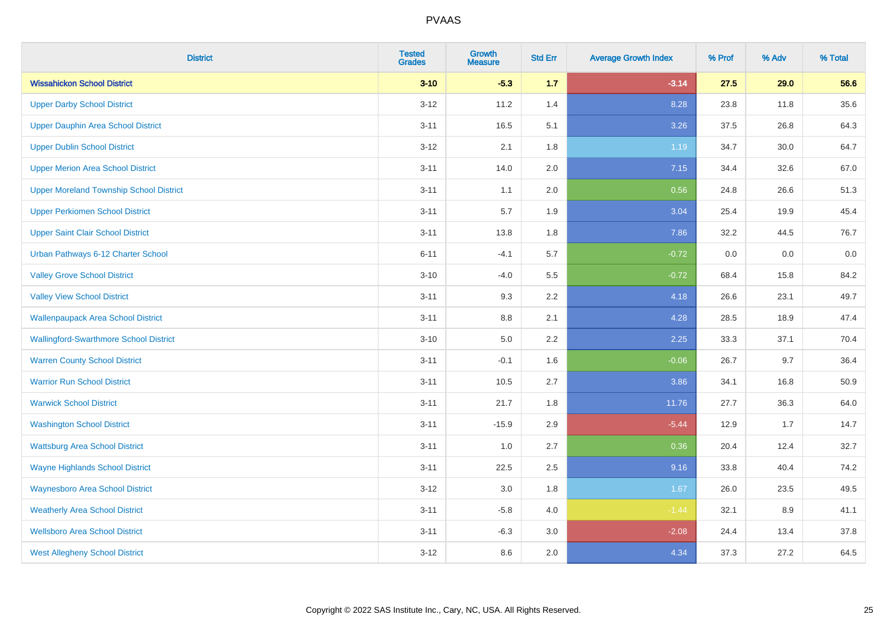| District | Tested Grades | Growth Measure | Std Err | Average Growth Index | % Prof | % Adv | % Total |
|---|---|---|---|---|---|---|---|
| **Wissahickon School District** | **3-10** | **-5.3** | **1.7** | **-3.14** | **27.5** | **29.0** | **56.6** |
| Upper Darby School District | 3-12 | 11.2 | 1.4 | 8.28 | 23.8 | 11.8 | 35.6 |
| Upper Dauphin Area School District | 3-11 | 16.5 | 5.1 | 3.26 | 37.5 | 26.8 | 64.3 |
| Upper Dublin School District | 3-12 | 2.1 | 1.8 | 1.19 | 34.7 | 30.0 | 64.7 |
| Upper Merion Area School District | 3-11 | 14.0 | 2.0 | 7.15 | 34.4 | 32.6 | 67.0 |
| Upper Moreland Township School District | 3-11 | 1.1 | 2.0 | 0.56 | 24.8 | 26.6 | 51.3 |
| Upper Perkiomen School District | 3-11 | 5.7 | 1.9 | 3.04 | 25.4 | 19.9 | 45.4 |
| Upper Saint Clair School District | 3-11 | 13.8 | 1.8 | 7.86 | 32.2 | 44.5 | 76.7 |
| Urban Pathways 6-12 Charter School | 6-11 | -4.1 | 5.7 | -0.72 | 0.0 | 0.0 | 0.0 |
| Valley Grove School District | 3-10 | -4.0 | 5.5 | -0.72 | 68.4 | 15.8 | 84.2 |
| Valley View School District | 3-11 | 9.3 | 2.2 | 4.18 | 26.6 | 23.1 | 49.7 |
| Wallenpaupack Area School District | 3-11 | 8.8 | 2.1 | 4.28 | 28.5 | 18.9 | 47.4 |
| Wallingford-Swarthmore School District | 3-10 | 5.0 | 2.2 | 2.25 | 33.3 | 37.1 | 70.4 |
| Warren County School District | 3-11 | -0.1 | 1.6 | -0.06 | 26.7 | 9.7 | 36.4 |
| Warrior Run School District | 3-11 | 10.5 | 2.7 | 3.86 | 34.1 | 16.8 | 50.9 |
| Warwick School District | 3-11 | 21.7 | 1.8 | 11.76 | 27.7 | 36.3 | 64.0 |
| Washington School District | 3-11 | -15.9 | 2.9 | -5.44 | 12.9 | 1.7 | 14.7 |
| Wattsburg Area School District | 3-11 | 1.0 | 2.7 | 0.36 | 20.4 | 12.4 | 32.7 |
| Wayne Highlands School District | 3-11 | 22.5 | 2.5 | 9.16 | 33.8 | 40.4 | 74.2 |
| Waynesboro Area School District | 3-12 | 3.0 | 1.8 | 1.67 | 26.0 | 23.5 | 49.5 |
| Weatherly Area School District | 3-11 | -5.8 | 4.0 | -1.44 | 32.1 | 8.9 | 41.1 |
| Wellsboro Area School District | 3-11 | -6.3 | 3.0 | -2.08 | 24.4 | 13.4 | 37.8 |
| West Allegheny School District | 3-12 | 8.6 | 2.0 | 4.34 | 37.3 | 27.2 | 64.5 |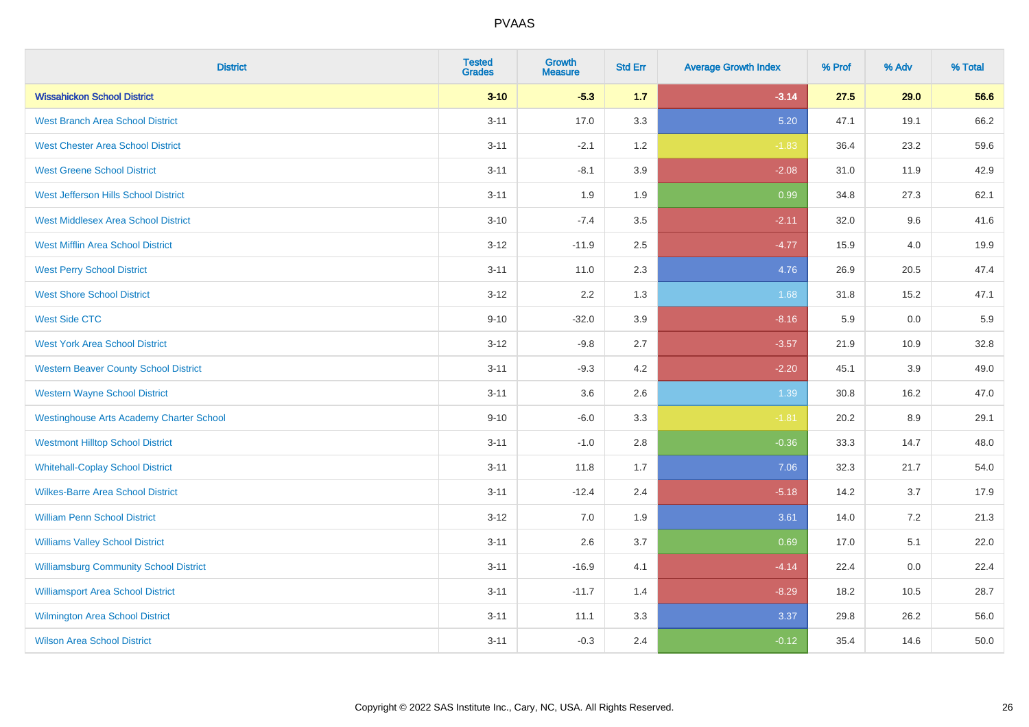| District | Tested Grades | Growth Measure | Std Err | Average Growth Index | % Prof | % Adv | % Total |
|---|---|---|---|---|---|---|---|
| **Wissahickon School District** | **3-10** | **-5.3** | **1.7** | **-3.14** | **27.5** | **29.0** | **56.6** |
| West Branch Area School District | 3-11 | 17.0 | 3.3 | 5.20 | 47.1 | 19.1 | 66.2 |
| West Chester Area School District | 3-11 | -2.1 | 1.2 | -1.83 | 36.4 | 23.2 | 59.6 |
| West Greene School District | 3-11 | -8.1 | 3.9 | -2.08 | 31.0 | 11.9 | 42.9 |
| West Jefferson Hills School District | 3-11 | 1.9 | 1.9 | 0.99 | 34.8 | 27.3 | 62.1 |
| West Middlesex Area School District | 3-10 | -7.4 | 3.5 | -2.11 | 32.0 | 9.6 | 41.6 |
| West Mifflin Area School District | 3-12 | -11.9 | 2.5 | -4.77 | 15.9 | 4.0 | 19.9 |
| West Perry School District | 3-11 | 11.0 | 2.3 | 4.76 | 26.9 | 20.5 | 47.4 |
| West Shore School District | 3-12 | 2.2 | 1.3 | 1.68 | 31.8 | 15.2 | 47.1 |
| West Side CTC | 9-10 | -32.0 | 3.9 | -8.16 | 5.9 | 0.0 | 5.9 |
| West York Area School District | 3-12 | -9.8 | 2.7 | -3.57 | 21.9 | 10.9 | 32.8 |
| Western Beaver County School District | 3-11 | -9.3 | 4.2 | -2.20 | 45.1 | 3.9 | 49.0 |
| Western Wayne School District | 3-11 | 3.6 | 2.6 | 1.39 | 30.8 | 16.2 | 47.0 |
| Westinghouse Arts Academy Charter School | 9-10 | -6.0 | 3.3 | -1.81 | 20.2 | 8.9 | 29.1 |
| Westmont Hilltop School District | 3-11 | -1.0 | 2.8 | -0.36 | 33.3 | 14.7 | 48.0 |
| Whitehall-Coplay School District | 3-11 | 11.8 | 1.7 | 7.06 | 32.3 | 21.7 | 54.0 |
| Wilkes-Barre Area School District | 3-11 | -12.4 | 2.4 | -5.18 | 14.2 | 3.7 | 17.9 |
| William Penn School District | 3-12 | 7.0 | 1.9 | 3.61 | 14.0 | 7.2 | 21.3 |
| Williams Valley School District | 3-11 | 2.6 | 3.7 | 0.69 | 17.0 | 5.1 | 22.0 |
| Williamsburg Community School District | 3-11 | -16.9 | 4.1 | -4.14 | 22.4 | 0.0 | 22.4 |
| Williamsport Area School District | 3-11 | -11.7 | 1.4 | -8.29 | 18.2 | 10.5 | 28.7 |
| Wilmington Area School District | 3-11 | 11.1 | 3.3 | 3.37 | 29.8 | 26.2 | 56.0 |
| Wilson Area School District | 3-11 | -0.3 | 2.4 | -0.12 | 35.4 | 14.6 | 50.0 |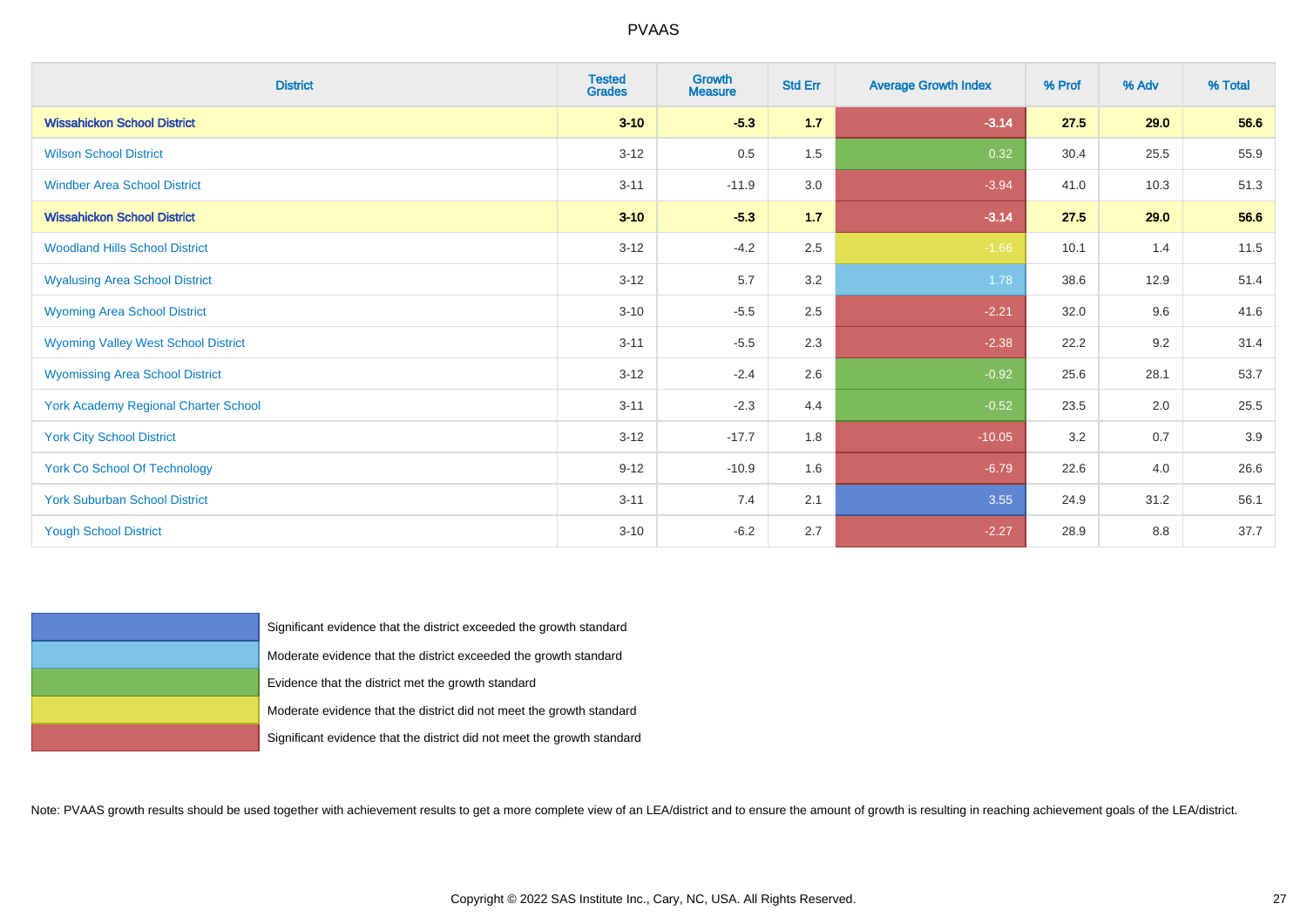PVAAS

| District | Tested Grades | Growth Measure | Std Err | Average Growth Index | % Prof | % Adv | % Total |
|---|---|---|---|---|---|---|---|
| **Wissahickon School District** | **3-10** | **-5.3** | **1.7** | **-3.14** | **27.5** | **29.0** | **56.6** |
| Wilson School District | 3-12 | 0.5 | 1.5 | 0.32 | 30.4 | 25.5 | 55.9 |
| Windber Area School District | 3-11 | -11.9 | 3.0 | -3.94 | 41.0 | 10.3 | 51.3 |
| **Wissahickon School District** | **3-10** | **-5.3** | **1.7** | **-3.14** | **27.5** | **29.0** | **56.6** |
| Woodland Hills School District | 3-12 | -4.2 | 2.5 | -1.66 | 10.1 | 1.4 | 11.5 |
| Wyalusing Area School District | 3-12 | 5.7 | 3.2 | 1.78 | 38.6 | 12.9 | 51.4 |
| Wyoming Area School District | 3-10 | -5.5 | 2.5 | -2.21 | 32.0 | 9.6 | 41.6 |
| Wyoming Valley West School District | 3-11 | -5.5 | 2.3 | -2.38 | 22.2 | 9.2 | 31.4 |
| Wyomissing Area School District | 3-12 | -2.4 | 2.6 | -0.92 | 25.6 | 28.1 | 53.7 |
| York Academy Regional Charter School | 3-11 | -2.3 | 4.4 | -0.52 | 23.5 | 2.0 | 25.5 |
| York City School District | 3-12 | -17.7 | 1.8 | -10.05 | 3.2 | 0.7 | 3.9 |
| York Co School Of Technology | 9-12 | -10.9 | 1.6 | -6.79 | 22.6 | 4.0 | 26.6 |
| York Suburban School District | 3-11 | 7.4 | 2.1 | 3.55 | 24.9 | 31.2 | 56.1 |
| Yough School District | 3-10 | -6.2 | 2.7 | -2.27 | 28.9 | 8.8 | 37.7 |

Significant evidence that the district exceeded the growth standard

Moderate evidence that the district exceeded the growth standard

Evidence that the district met the growth standard

Moderate evidence that the district did not meet the growth standard

Significant evidence that the district did not meet the growth standard

Note: PVAAS growth results should be used together with achievement results to get a more complete view of an LEA/district and to ensure the amount of growth is resulting in reaching achievement goals of the LEA/district.

Copyright © 2022 SAS Institute Inc., Cary, NC, USA. All Rights Reserved.